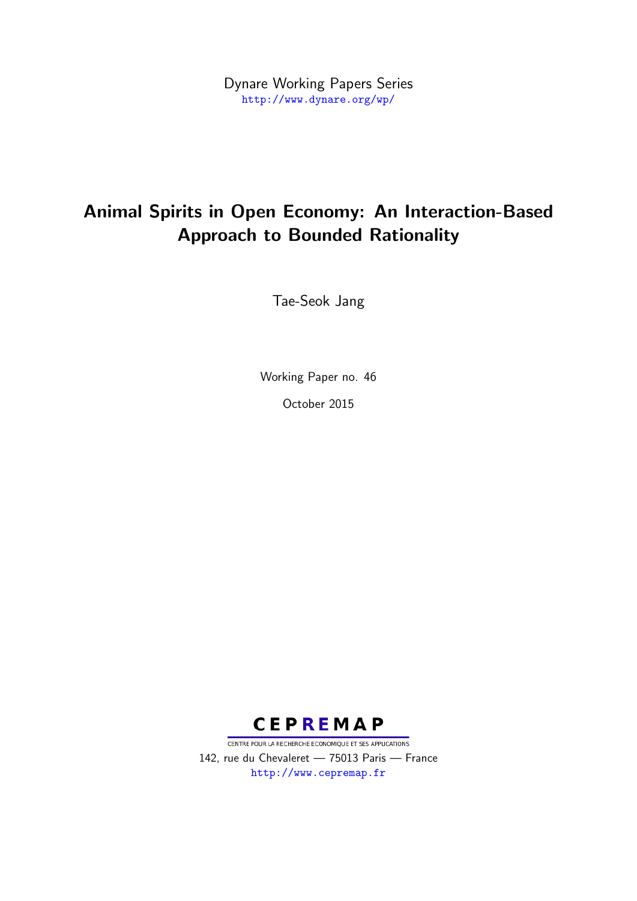Dynare Working Papers Series
http://www.dynare.org/wp/

# Animal Spirits in Open Economy: An Interaction-Based Approach to Bounded Rationality

Tae-Seok Jang

Working Paper no. 46

October 2015

CEPREMAP

CENTRE POUR LA RECHERCHE ECONOMIQUE ET SES APPLICATIONS

142, rue du Chevaleret — 75013 Paris — France

http://www.cepremap.fr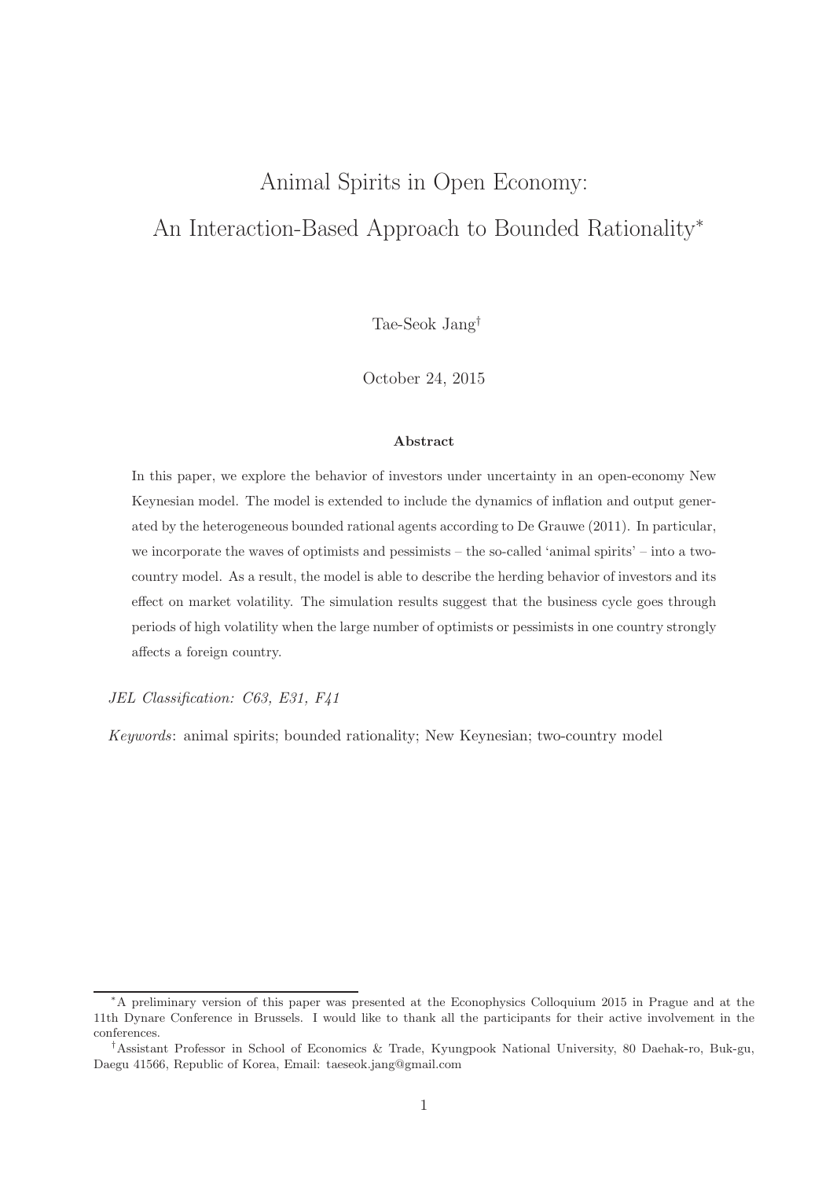# Animal Spirits in Open Economy: An Interaction-Based Approach to Bounded Rationality*

Tae-Seok Jang†

October 24, 2015

### Abstract

In this paper, we explore the behavior of investors under uncertainty in an open-economy New Keynesian model. The model is extended to include the dynamics of inflation and output generated by the heterogeneous bounded rational agents according to De Grauwe (2011). In particular, we incorporate the waves of optimists and pessimists – the so-called 'animal spirits' – into a two-country model. As a result, the model is able to describe the herding behavior of investors and its effect on market volatility. The simulation results suggest that the business cycle goes through periods of high volatility when the large number of optimists or pessimists in one country strongly affects a foreign country.

*JEL Classification: C63, E31, F41*

*Keywords*: animal spirits; bounded rationality; New Keynesian; two-country model

---

*A preliminary version of this paper was presented at the Econophysics Colloquium 2015 in Prague and at the 11th Dynare Conference in Brussels. I would like to thank all the participants for their active involvement in the conferences.

†Assistant Professor in School of Economics & Trade, Kyungpook National University, 80 Daehak-ro, Buk-gu, Daegu 41566, Republic of Korea, Email: taeseok.jang@gmail.com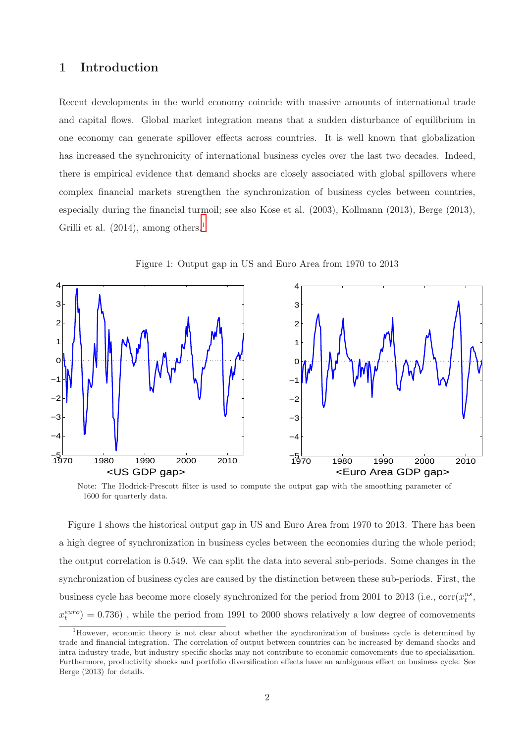# 1 Introduction

Recent developments in the world economy coincide with massive amounts of international trade and capital flows. Global market integration means that a sudden disturbance of equilibrium in one economy can generate spillover effects across countries. It is well known that globalization has increased the synchronicity of international business cycles over the last two decades. Indeed, there is empirical evidence that demand shocks are closely associated with global spillovers where complex financial markets strengthen the synchronization of business cycles between countries, especially during the financial turmoil; see also Kose et al. (2003), Kollmann (2013), Berge (2013), Grilli et al. (2014), among others.[1]

Figure 1: Output gap in US and Euro Area from 1970 to 2013

Note: The Hodrick-Prescott filter is used to compute the output gap with the smoothing parameter of 1600 for quarterly data.

Figure 1 shows the historical output gap in US and Euro Area from 1970 to 2013. There has been a high degree of synchronization in business cycles between the economies during the whole period; the output correlation is 0.549. We can split the data into several sub-periods. Some changes in the synchronization of business cycles are caused by the distinction between these sub-periods. First, the business cycle has become more closely synchronized for the period from 2001 to 2013 (i.e., corr($x_t^{us}$, $x_t^{euro}$) = 0.736) , while the period from 1991 to 2000 shows relatively a low degree of comovements

[1] However, economic theory is not clear about whether the synchronization of business cycle is determined by trade and financial integration. The correlation of output between countries can be increased by demand shocks and intra-industry trade, but industry-specific shocks may not contribute to economic comovements due to specialization. Furthermore, productivity shocks and portfolio diversification effects have an ambiguous effect on business cycle. See Berge (2013) for details.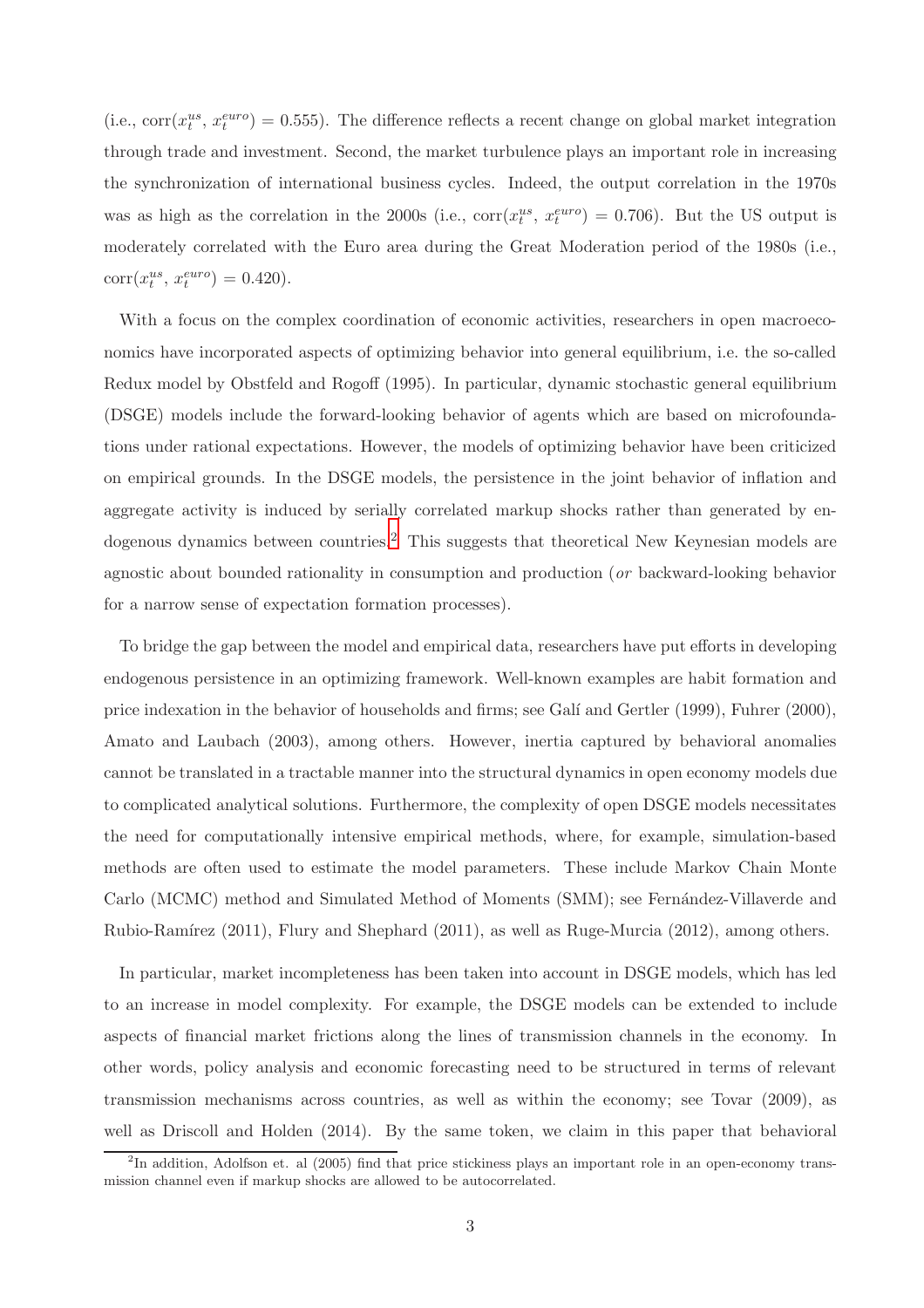(i.e., $\text{corr}(x_t^{us},\, x_t^{euro}) = 0.555$). The difference reflects a recent change on global market integration through trade and investment. Second, the market turbulence plays an important role in increasing the synchronization of international business cycles. Indeed, the output correlation in the 1970s was as high as the correlation in the 2000s (i.e., $\text{corr}(x_t^{us},\, x_t^{euro}) = 0.706$). But the US output is moderately correlated with the Euro area during the Great Moderation period of the 1980s (i.e., $\text{corr}(x_t^{us},\, x_t^{euro}) = 0.420$).

With a focus on the complex coordination of economic activities, researchers in open macroeconomics have incorporated aspects of optimizing behavior into general equilibrium, i.e. the so-called Redux model by Obstfeld and Rogoff (1995). In particular, dynamic stochastic general equilibrium (DSGE) models include the forward-looking behavior of agents which are based on microfoundations under rational expectations. However, the models of optimizing behavior have been criticized on empirical grounds. In the DSGE models, the persistence in the joint behavior of inflation and aggregate activity is induced by serially correlated markup shocks rather than generated by endogenous dynamics between countries.[2] This suggests that theoretical New Keynesian models are agnostic about bounded rationality in consumption and production (*or* backward-looking behavior for a narrow sense of expectation formation processes).

To bridge the gap between the model and empirical data, researchers have put efforts in developing endogenous persistence in an optimizing framework. Well-known examples are habit formation and price indexation in the behavior of households and firms; see Galí and Gertler (1999), Fuhrer (2000), Amato and Laubach (2003), among others. However, inertia captured by behavioral anomalies cannot be translated in a tractable manner into the structural dynamics in open economy models due to complicated analytical solutions. Furthermore, the complexity of open DSGE models necessitates the need for computationally intensive empirical methods, where, for example, simulation-based methods are often used to estimate the model parameters. These include Markov Chain Monte Carlo (MCMC) method and Simulated Method of Moments (SMM); see Fernández-Villaverde and Rubio-Ramírez (2011), Flury and Shephard (2011), as well as Ruge-Murcia (2012), among others.

In particular, market incompleteness has been taken into account in DSGE models, which has led to an increase in model complexity. For example, the DSGE models can be extended to include aspects of financial market frictions along the lines of transmission channels in the economy. In other words, policy analysis and economic forecasting need to be structured in terms of relevant transmission mechanisms across countries, as well as within the economy; see Tovar (2009), as well as Driscoll and Holden (2014). By the same token, we claim in this paper that behavioral

[2] In addition, Adolfson et. al (2005) find that price stickiness plays an important role in an open-economy transmission channel even if markup shocks are allowed to be autocorrelated.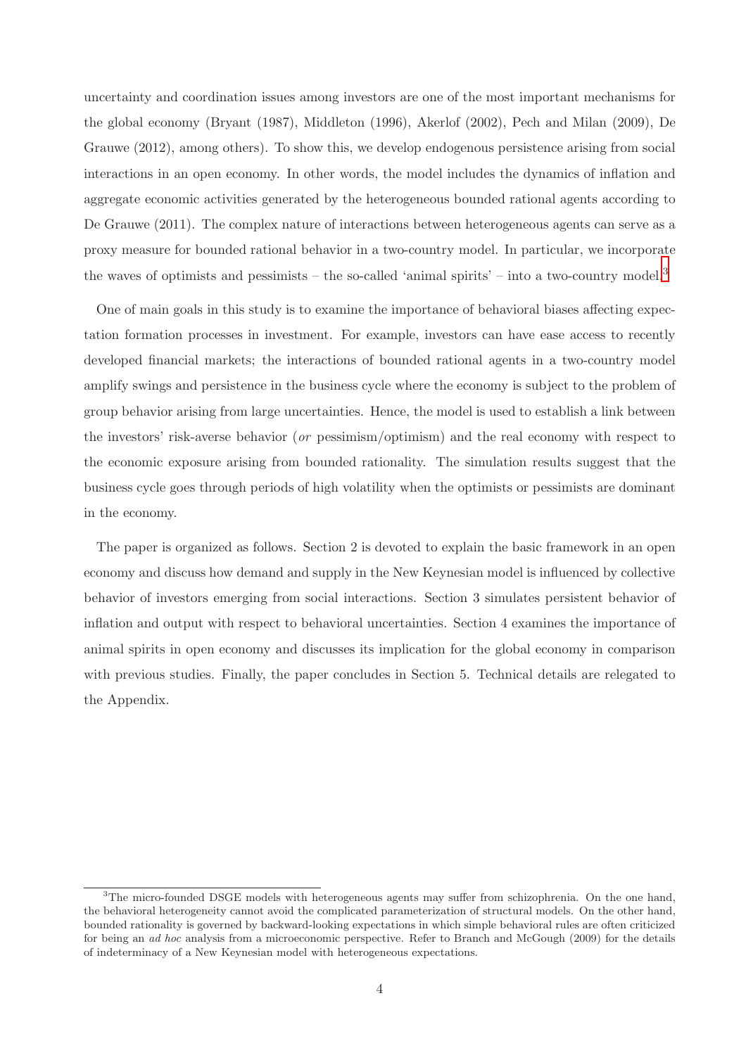uncertainty and coordination issues among investors are one of the most important mechanisms for the global economy (Bryant (1987), Middleton (1996), Akerlof (2002), Pech and Milan (2009), De Grauwe (2012), among others). To show this, we develop endogenous persistence arising from social interactions in an open economy. In other words, the model includes the dynamics of inflation and aggregate economic activities generated by the heterogeneous bounded rational agents according to De Grauwe (2011). The complex nature of interactions between heterogeneous agents can serve as a proxy measure for bounded rational behavior in a two-country model. In particular, we incorporate the waves of optimists and pessimists – the so-called 'animal spirits' – into a two-country model.[3]

One of main goals in this study is to examine the importance of behavioral biases affecting expectation formation processes in investment. For example, investors can have ease access to recently developed financial markets; the interactions of bounded rational agents in a two-country model amplify swings and persistence in the business cycle where the economy is subject to the problem of group behavior arising from large uncertainties. Hence, the model is used to establish a link between the investors' risk-averse behavior (*or* pessimism/optimism) and the real economy with respect to the economic exposure arising from bounded rationality. The simulation results suggest that the business cycle goes through periods of high volatility when the optimists or pessimists are dominant in the economy.

The paper is organized as follows. Section 2 is devoted to explain the basic framework in an open economy and discuss how demand and supply in the New Keynesian model is influenced by collective behavior of investors emerging from social interactions. Section 3 simulates persistent behavior of inflation and output with respect to behavioral uncertainties. Section 4 examines the importance of animal spirits in open economy and discusses its implication for the global economy in comparison with previous studies. Finally, the paper concludes in Section 5. Technical details are relegated to the Appendix.

[3]The micro-founded DSGE models with heterogeneous agents may suffer from schizophrenia. On the one hand, the behavioral heterogeneity cannot avoid the complicated parameterization of structural models. On the other hand, bounded rationality is governed by backward-looking expectations in which simple behavioral rules are often criticized for being an *ad hoc* analysis from a microeconomic perspective. Refer to Branch and McGough (2009) for the details of indeterminacy of a New Keynesian model with heterogeneous expectations.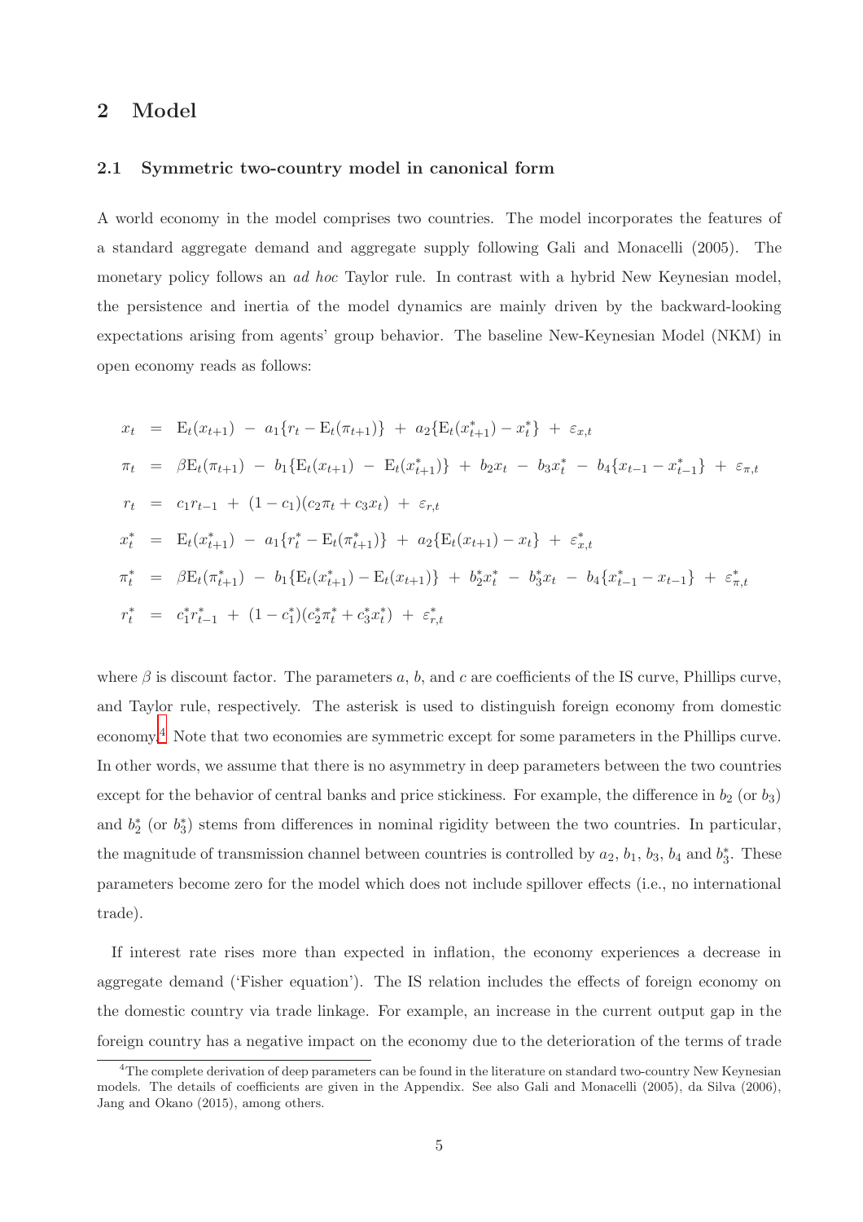## 2 Model

### 2.1 Symmetric two-country model in canonical form

A world economy in the model comprises two countries. The model incorporates the features of a standard aggregate demand and aggregate supply following Gali and Monacelli (2005). The monetary policy follows an *ad hoc* Taylor rule. In contrast with a hybrid New Keynesian model, the persistence and inertia of the model dynamics are mainly driven by the backward-looking expectations arising from agents' group behavior. The baseline New-Keynesian Model (NKM) in open economy reads as follows:

$$
\begin{aligned}
x_t &= \mathrm{E}_t(x_{t+1}) \;-\; a_1\{r_t - \mathrm{E}_t(\pi_{t+1})\} \;+\; a_2\{\mathrm{E}_t(x^*_{t+1}) - x^*_t\} \;+\; \varepsilon_{x,t} \\
\pi_t &= \beta \mathrm{E}_t(\pi_{t+1}) \;-\; b_1\{\mathrm{E}_t(x_{t+1}) \;-\; \mathrm{E}_t(x^*_{t+1})\} \;+\; b_2 x_t \;-\; b_3 x^*_t \;-\; b_4\{x_{t-1} - x^*_{t-1}\} \;+\; \varepsilon_{\pi,t} \\
r_t &= c_1 r_{t-1} \;+\; (1-c_1)(c_2\pi_t + c_3 x_t) \;+\; \varepsilon_{r,t} \\
x^*_t &= \mathrm{E}_t(x^*_{t+1}) \;-\; a_1\{r^*_t - \mathrm{E}_t(\pi^*_{t+1})\} \;+\; a_2\{\mathrm{E}_t(x_{t+1}) - x_t\} \;+\; \varepsilon^*_{x,t} \\
\pi^*_t &= \beta \mathrm{E}_t(\pi^*_{t+1}) \;-\; b_1\{\mathrm{E}_t(x^*_{t+1}) - \mathrm{E}_t(x_{t+1})\} \;+\; b^*_2 x^*_t \;-\; b^*_3 x_t \;-\; b_4\{x^*_{t-1} - x_{t-1}\} \;+\; \varepsilon^*_{\pi,t} \\
r^*_t &= c^*_1 r^*_{t-1} \;+\; (1-c^*_1)(c^*_2\pi^*_t + c^*_3 x^*_t) \;+\; \varepsilon^*_{r,t}
\end{aligned}
$$

where $\beta$ is discount factor. The parameters $a$, $b$, and $c$ are coefficients of the IS curve, Phillips curve, and Taylor rule, respectively. The asterisk is used to distinguish foreign economy from domestic economy.[4] Note that two economies are symmetric except for some parameters in the Phillips curve. In other words, we assume that there is no asymmetry in deep parameters between the two countries except for the behavior of central banks and price stickiness. For example, the difference in $b_2$ (or $b_3$) and $b^*_2$ (or $b^*_3$) stems from differences in nominal rigidity between the two countries. In particular, the magnitude of transmission channel between countries is controlled by $a_2$, $b_1$, $b_3$, $b_4$ and $b^*_3$. These parameters become zero for the model which does not include spillover effects (i.e., no international trade).

If interest rate rises more than expected in inflation, the economy experiences a decrease in aggregate demand ('Fisher equation'). The IS relation includes the effects of foreign economy on the domestic country via trade linkage. For example, an increase in the current output gap in the foreign country has a negative impact on the economy due to the deterioration of the terms of trade

[4] The complete derivation of deep parameters can be found in the literature on standard two-country New Keynesian models. The details of coefficients are given in the Appendix. See also Gali and Monacelli (2005), da Silva (2006), Jang and Okano (2015), among others.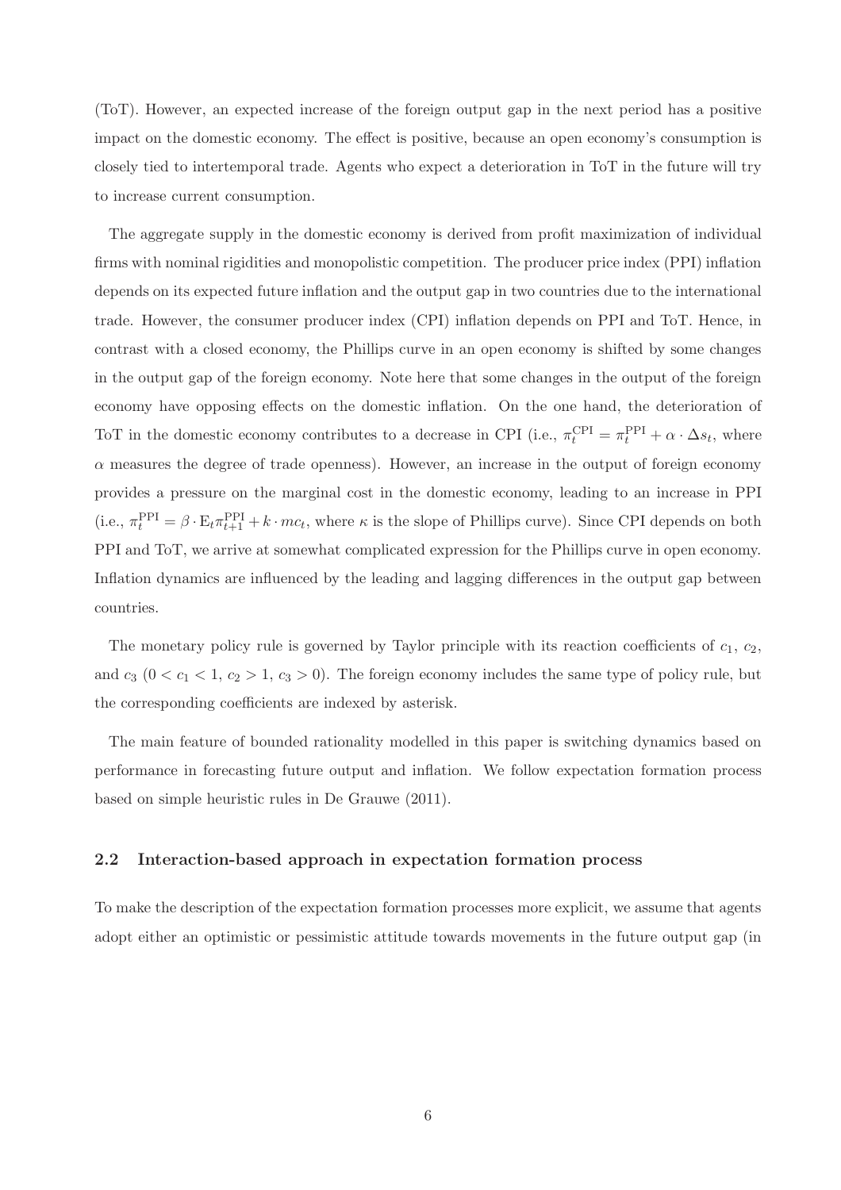(ToT). However, an expected increase of the foreign output gap in the next period has a positive impact on the domestic economy. The effect is positive, because an open economy's consumption is closely tied to intertemporal trade. Agents who expect a deterioration in ToT in the future will try to increase current consumption.

The aggregate supply in the domestic economy is derived from profit maximization of individual firms with nominal rigidities and monopolistic competition. The producer price index (PPI) inflation depends on its expected future inflation and the output gap in two countries due to the international trade. However, the consumer producer index (CPI) inflation depends on PPI and ToT. Hence, in contrast with a closed economy, the Phillips curve in an open economy is shifted by some changes in the output gap of the foreign economy. Note here that some changes in the output of the foreign economy have opposing effects on the domestic inflation. On the one hand, the deterioration of ToT in the domestic economy contributes to a decrease in CPI (i.e., $\pi_t^{\text{CPI}} = \pi_t^{\text{PPI}} + \alpha \cdot \Delta s_t$, where $\alpha$ measures the degree of trade openness). However, an increase in the output of foreign economy provides a pressure on the marginal cost in the domestic economy, leading to an increase in PPI (i.e., $\pi_t^{\text{PPI}} = \beta \cdot \text{E}_t \pi_{t+1}^{\text{PPI}} + k \cdot mc_t$, where $\kappa$ is the slope of Phillips curve). Since CPI depends on both PPI and ToT, we arrive at somewhat complicated expression for the Phillips curve in open economy. Inflation dynamics are influenced by the leading and lagging differences in the output gap between countries.

The monetary policy rule is governed by Taylor principle with its reaction coefficients of $c_1$, $c_2$, and $c_3$ ($0 < c_1 < 1$, $c_2 > 1$, $c_3 > 0$). The foreign economy includes the same type of policy rule, but the corresponding coefficients are indexed by asterisk.

The main feature of bounded rationality modelled in this paper is switching dynamics based on performance in forecasting future output and inflation. We follow expectation formation process based on simple heuristic rules in De Grauwe (2011).

### 2.2 Interaction-based approach in expectation formation process

To make the description of the expectation formation processes more explicit, we assume that agents adopt either an optimistic or pessimistic attitude towards movements in the future output gap (in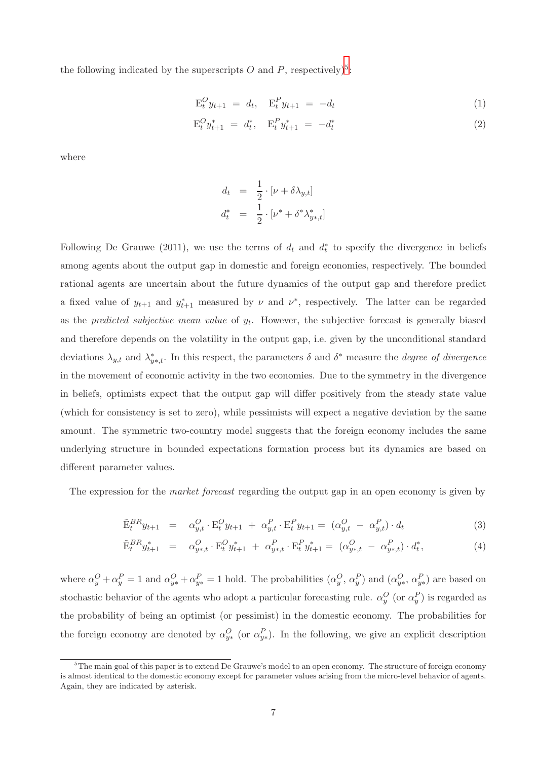the following indicated by the superscripts $O$ and $P$, respectively)[5]:

$$\mathrm{E}_t^O y_{t+1} = d_t, \quad \mathrm{E}_t^P y_{t+1} = -d_t \tag{1}$$

$$\mathrm{E}_t^O y_{t+1}^* = d_t^*, \quad \mathrm{E}_t^P y_{t+1}^* = -d_t^* \tag{2}$$

where

$$d_t = \frac{1}{2} \cdot [\nu + \delta \lambda_{y,t}]$$

$$d_t^* = \frac{1}{2} \cdot [\nu^* + \delta^* \lambda_{y*,t}^*]$$

Following De Grauwe (2011), we use the terms of $d_t$ and $d_t^*$ to specify the divergence in beliefs among agents about the output gap in domestic and foreign economies, respectively. The bounded rational agents are uncertain about the future dynamics of the output gap and therefore predict a fixed value of $y_{t+1}$ and $y_{t+1}^*$ measured by $\nu$ and $\nu^*$, respectively. The latter can be regarded as the *predicted subjective mean value* of $y_t$. However, the subjective forecast is generally biased and therefore depends on the volatility in the output gap, i.e. given by the unconditional standard deviations $\lambda_{y,t}$ and $\lambda_{y*,t}^*$. In this respect, the parameters $\delta$ and $\delta^*$ measure the *degree of divergence* in the movement of economic activity in the two economies. Due to the symmetry in the divergence in beliefs, optimists expect that the output gap will differ positively from the steady state value (which for consistency is set to zero), while pessimists will expect a negative deviation by the same amount. The symmetric two-country model suggests that the foreign economy includes the same underlying structure in bounded expectations formation process but its dynamics are based on different parameter values.

The expression for the *market forecast* regarding the output gap in an open economy is given by

$$\tilde{\mathrm{E}}_t^{BR} y_{t+1} = \alpha_{y,t}^O \cdot \mathrm{E}_t^O y_{t+1} + \alpha_{y,t}^P \cdot \mathrm{E}_t^P y_{t+1} = (\alpha_{y,t}^O - \alpha_{y,t}^P) \cdot d_t \tag{3}$$

$$\tilde{\mathrm{E}}_t^{BR} y_{t+1}^* = \alpha_{y*,t}^O \cdot \mathrm{E}_t^O y_{t+1}^* + \alpha_{y*,t}^P \cdot \mathrm{E}_t^P y_{t+1}^* = (\alpha_{y*,t}^O - \alpha_{y*,t}^P) \cdot d_t^*, \tag{4}$$

where $\alpha_y^O + \alpha_y^P = 1$ and $\alpha_{y*}^O + \alpha_{y*}^P = 1$ hold. The probabilities ($\alpha_y^O$, $\alpha_y^P$) and ($\alpha_{y*}^O$, $\alpha_{y*}^P$) are based on stochastic behavior of the agents who adopt a particular forecasting rule. $\alpha_y^O$ (or $\alpha_y^P$) is regarded as the probability of being an optimist (or pessimist) in the domestic economy. The probabilities for the foreign economy are denoted by $\alpha_{y*}^O$ (or $\alpha_{y*}^P$). In the following, we give an explicit description

[5] The main goal of this paper is to extend De Grauwe's model to an open economy. The structure of foreign economy is almost identical to the domestic economy except for parameter values arising from the micro-level behavior of agents. Again, they are indicated by asterisk.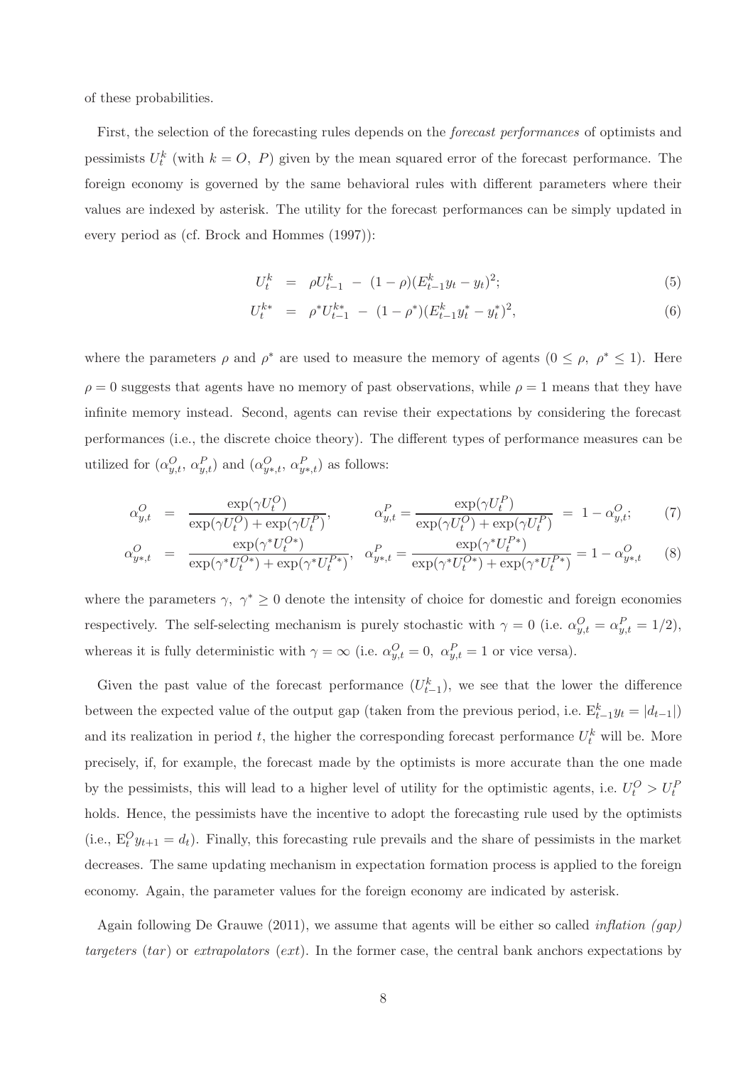of these probabilities.

First, the selection of the forecasting rules depends on the *forecast performances* of optimists and pessimists $U_t^k$ (with $k = O,\ P$) given by the mean squared error of the forecast performance. The foreign economy is governed by the same behavioral rules with different parameters where their values are indexed by asterisk. The utility for the forecast performances can be simply updated in every period as (cf. Brock and Hommes (1997)):

$$U_t^k \;=\; \rho U_{t-1}^k \;-\; (1-\rho)(E_{t-1}^k y_t - y_t)^2; \tag{5}$$

$$U_t^{k*} \;=\; \rho^* U_{t-1}^{k*} \;-\; (1-\rho^*)(E_{t-1}^k y_t^* - y_t^*)^2, \tag{6}$$

where the parameters $\rho$ and $\rho^*$ are used to measure the memory of agents $(0 \leq \rho,\ \rho^* \leq 1)$. Here $\rho = 0$ suggests that agents have no memory of past observations, while $\rho = 1$ means that they have infinite memory instead. Second, agents can revise their expectations by considering the forecast performances (i.e., the discrete choice theory). The different types of performance measures can be utilized for $(\alpha_{y,t}^O,\ \alpha_{y,t}^P)$ and $(\alpha_{y*,t}^O,\ \alpha_{y*,t}^P)$ as follows:

$$\alpha_{y,t}^O \;=\; \frac{\exp(\gamma U_t^O)}{\exp(\gamma U_t^O) + \exp(\gamma U_t^P)}, \qquad \alpha_{y,t}^P = \frac{\exp(\gamma U_t^P)}{\exp(\gamma U_t^O) + \exp(\gamma U_t^P)} \;=\; 1 - \alpha_{y,t}^O; \tag{7}$$

$$\alpha_{y*,t}^O \;=\; \frac{\exp(\gamma^* U_t^{O*})}{\exp(\gamma^* U_t^{O*}) + \exp(\gamma^* U_t^{P*})}, \quad \alpha_{y*,t}^P = \frac{\exp(\gamma^* U_t^{P*})}{\exp(\gamma^* U_t^{O*}) + \exp(\gamma^* U_t^{P*})} = 1 - \alpha_{y*,t}^O \tag{8}$$

where the parameters $\gamma,\ \gamma^* \geq 0$ denote the intensity of choice for domestic and foreign economies respectively. The self-selecting mechanism is purely stochastic with $\gamma = 0$ (i.e. $\alpha_{y,t}^O = \alpha_{y,t}^P = 1/2$), whereas it is fully deterministic with $\gamma = \infty$ (i.e. $\alpha_{y,t}^O = 0,\ \alpha_{y,t}^P = 1$ or vice versa).

Given the past value of the forecast performance $(U_{t-1}^k)$, we see that the lower the difference between the expected value of the output gap (taken from the previous period, i.e. $\mathrm{E}_{t-1}^k y_t = |d_{t-1}|$) and its realization in period $t$, the higher the corresponding forecast performance $U_t^k$ will be. More precisely, if, for example, the forecast made by the optimists is more accurate than the one made by the pessimists, this will lead to a higher level of utility for the optimistic agents, i.e. $U_t^O > U_t^P$ holds. Hence, the pessimists have the incentive to adopt the forecasting rule used by the optimists (i.e., $\mathrm{E}_t^O y_{t+1} = d_t$). Finally, this forecasting rule prevails and the share of pessimists in the market decreases. The same updating mechanism in expectation formation process is applied to the foreign economy. Again, the parameter values for the foreign economy are indicated by asterisk.

Again following De Grauwe (2011), we assume that agents will be either so called *inflation (gap) targeters* (*tar*) or *extrapolators* (*ext*). In the former case, the central bank anchors expectations by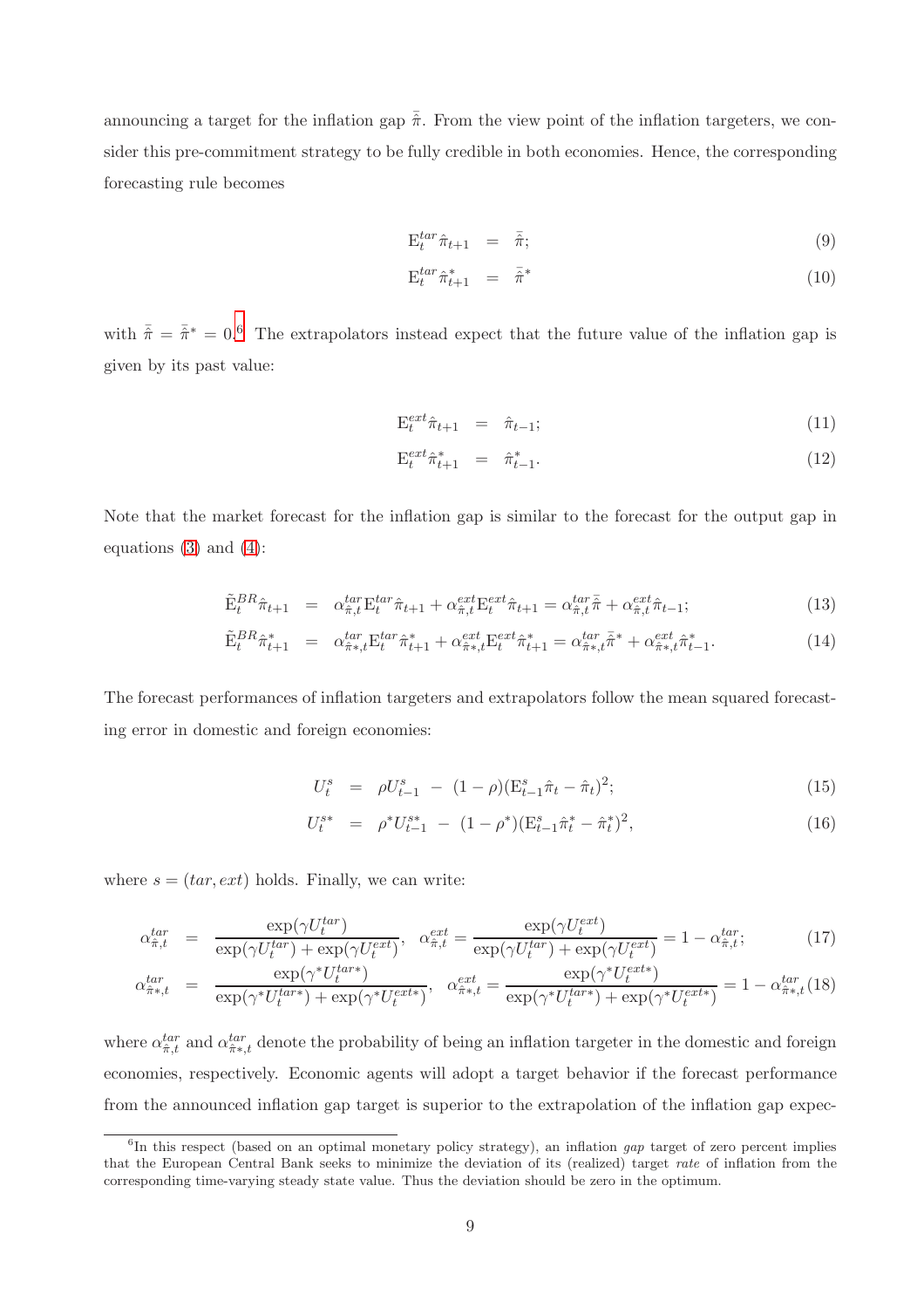announcing a target for the inflation gap $\bar{\hat{\pi}}$. From the view point of the inflation targeters, we consider this pre-commitment strategy to be fully credible in both economies. Hence, the corresponding forecasting rule becomes

$$\mathrm{E}_t^{tar}\hat{\pi}_{t+1} = \bar{\hat{\pi}}; \tag{9}$$

$$\mathrm{E}_t^{tar}\hat{\pi}_{t+1}^* = \bar{\hat{\pi}}^* \tag{10}$$

with $\bar{\hat{\pi}} = \bar{\hat{\pi}}^* = 0$.[6] The extrapolators instead expect that the future value of the inflation gap is given by its past value:

$$\mathrm{E}_t^{ext}\hat{\pi}_{t+1} = \hat{\pi}_{t-1}; \tag{11}$$

$$\mathrm{E}_t^{ext}\hat{\pi}_{t+1}^* = \hat{\pi}_{t-1}^*. \tag{12}$$

Note that the market forecast for the inflation gap is similar to the forecast for the output gap in equations (3) and (4):

$$\tilde{\mathrm{E}}_t^{BR}\hat{\pi}_{t+1} = \alpha_{\hat{\pi},t}^{tar}\mathrm{E}_t^{tar}\hat{\pi}_{t+1} + \alpha_{\hat{\pi},t}^{ext}\mathrm{E}_t^{ext}\hat{\pi}_{t+1} = \alpha_{\hat{\pi},t}^{tar}\bar{\hat{\pi}} + \alpha_{\hat{\pi},t}^{ext}\hat{\pi}_{t-1}; \tag{13}$$

$$\tilde{\mathrm{E}}_t^{BR}\hat{\pi}_{t+1}^* = \alpha_{\hat{\pi}*,t}^{tar}\mathrm{E}_t^{tar}\hat{\pi}_{t+1}^* + \alpha_{\hat{\pi}*,t}^{ext}\mathrm{E}_t^{ext}\hat{\pi}_{t+1}^* = \alpha_{\hat{\pi}*,t}^{tar}\bar{\hat{\pi}}^* + \alpha_{\hat{\pi}*,t}^{ext}\hat{\pi}_{t-1}^*. \tag{14}$$

The forecast performances of inflation targeters and extrapolators follow the mean squared forecasting error in domestic and foreign economies:

$$U_t^s = \rho U_{t-1}^s - (1-\rho)(\mathrm{E}_{t-1}^s\hat{\pi}_t - \hat{\pi}_t)^2; \tag{15}$$

$$U_t^{s*} = \rho^* U_{t-1}^{s*} - (1-\rho^*)(\mathrm{E}_{t-1}^s\hat{\pi}_t^* - \hat{\pi}_t^*)^2, \tag{16}$$

where $s = (tar, ext)$ holds. Finally, we can write:

$$\alpha_{\hat{\pi},t}^{tar} = \frac{\exp(\gamma U_t^{tar})}{\exp(\gamma U_t^{tar}) + \exp(\gamma U_t^{ext})}, \quad \alpha_{\hat{\pi},t}^{ext} = \frac{\exp(\gamma U_t^{ext})}{\exp(\gamma U_t^{tar}) + \exp(\gamma U_t^{ext})} = 1 - \alpha_{\hat{\pi},t}^{tar}; \tag{17}$$

$$\alpha_{\hat{\pi}*,t}^{tar} = \frac{\exp(\gamma^* U_t^{tar*})}{\exp(\gamma^* U_t^{tar*}) + \exp(\gamma^* U_t^{ext*})}, \quad \alpha_{\hat{\pi}*,t}^{ext} = \frac{\exp(\gamma^* U_t^{ext*})}{\exp(\gamma^* U_t^{tar*}) + \exp(\gamma^* U_t^{ext*})} = 1 - \alpha_{\hat{\pi}*,t}^{tar} \tag{18}$$

where $\alpha_{\hat{\pi},t}^{tar}$ and $\alpha_{\hat{\pi}*,t}^{tar}$ denote the probability of being an inflation targeter in the domestic and foreign economies, respectively. Economic agents will adopt a target behavior if the forecast performance from the announced inflation gap target is superior to the extrapolation of the inflation gap expec-

[6] In this respect (based on an optimal monetary policy strategy), an inflation *gap* target of zero percent implies that the European Central Bank seeks to minimize the deviation of its (realized) target *rate* of inflation from the corresponding time-varying steady state value. Thus the deviation should be zero in the optimum.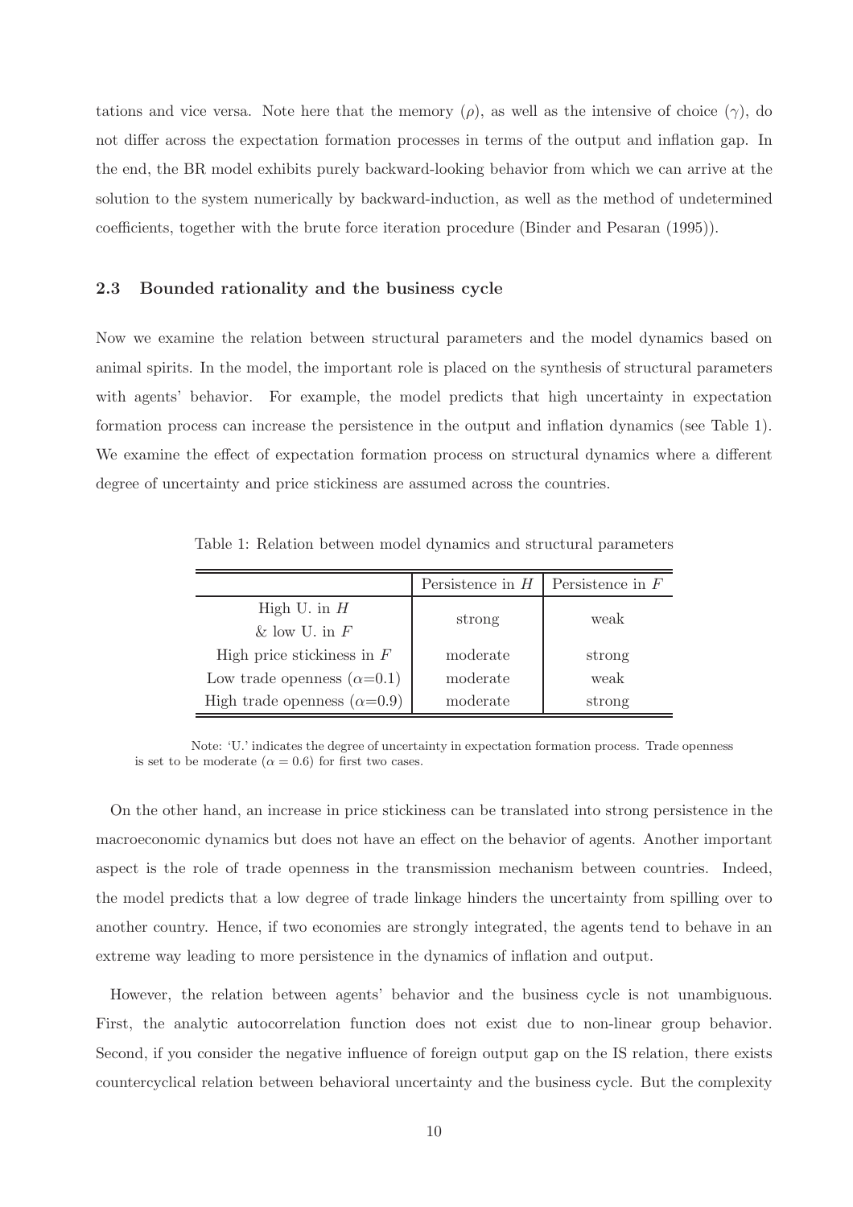tations and vice versa. Note here that the memory ($\rho$), as well as the intensive of choice ($\gamma$), do not differ across the expectation formation processes in terms of the output and inflation gap. In the end, the BR model exhibits purely backward-looking behavior from which we can arrive at the solution to the system numerically by backward-induction, as well as the method of undetermined coefficients, together with the brute force iteration procedure (Binder and Pesaran (1995)).

### 2.3 Bounded rationality and the business cycle

Now we examine the relation between structural parameters and the model dynamics based on animal spirits. In the model, the important role is placed on the synthesis of structural parameters with agents' behavior. For example, the model predicts that high uncertainty in expectation formation process can increase the persistence in the output and inflation dynamics (see Table 1). We examine the effect of expectation formation process on structural dynamics where a different degree of uncertainty and price stickiness are assumed across the countries.

Table 1: Relation between model dynamics and structural parameters

| | Persistence in $H$ | Persistence in $F$ |
|---|---|---|
| High U. in $H$ & low U. in $F$ | strong | weak |
| High price stickiness in $F$ | moderate | strong |
| Low trade openness ($\alpha$=0.1) | moderate | weak |
| High trade openness ($\alpha$=0.9) | moderate | strong |

Note: 'U.' indicates the degree of uncertainty in expectation formation process. Trade openness is set to be moderate ($\alpha = 0.6$) for first two cases.

On the other hand, an increase in price stickiness can be translated into strong persistence in the macroeconomic dynamics but does not have an effect on the behavior of agents. Another important aspect is the role of trade openness in the transmission mechanism between countries. Indeed, the model predicts that a low degree of trade linkage hinders the uncertainty from spilling over to another country. Hence, if two economies are strongly integrated, the agents tend to behave in an extreme way leading to more persistence in the dynamics of inflation and output.

However, the relation between agents' behavior and the business cycle is not unambiguous. First, the analytic autocorrelation function does not exist due to non-linear group behavior. Second, if you consider the negative influence of foreign output gap on the IS relation, there exists countercyclical relation between behavioral uncertainty and the business cycle. But the complexity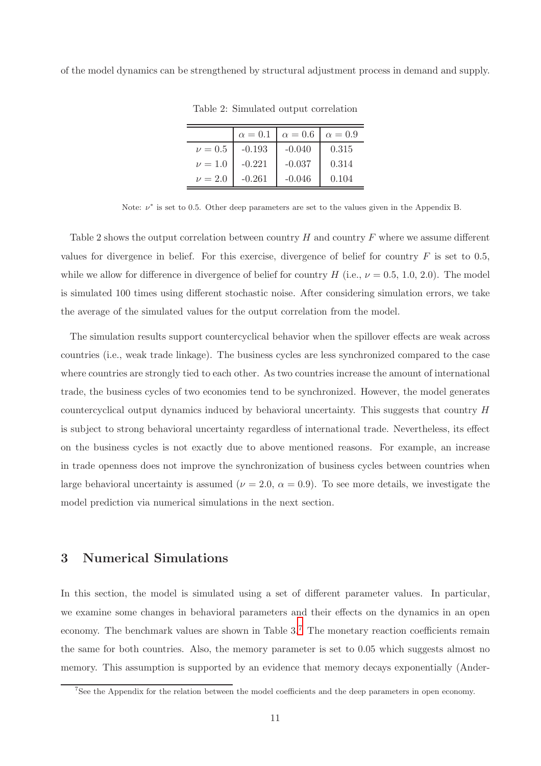of the model dynamics can be strengthened by structural adjustment process in demand and supply.

Table 2: Simulated output correlation

| | $\alpha = 0.1$ | $\alpha = 0.6$ | $\alpha = 0.9$ |
|---|---|---|---|
| $\nu = 0.5$ | -0.193 | -0.040 | 0.315 |
| $\nu = 1.0$ | -0.221 | -0.037 | 0.314 |
| $\nu = 2.0$ | -0.261 | -0.046 | 0.104 |

Note: $\nu^*$ is set to 0.5. Other deep parameters are set to the values given in the Appendix B.

Table 2 shows the output correlation between country $H$ and country $F$ where we assume different values for divergence in belief. For this exercise, divergence of belief for country $F$ is set to 0.5, while we allow for difference in divergence of belief for country $H$ (i.e., $\nu = 0.5$, 1.0, 2.0). The model is simulated 100 times using different stochastic noise. After considering simulation errors, we take the average of the simulated values for the output correlation from the model.

The simulation results support countercyclical behavior when the spillover effects are weak across countries (i.e., weak trade linkage). The business cycles are less synchronized compared to the case where countries are strongly tied to each other. As two countries increase the amount of international trade, the business cycles of two economies tend to be synchronized. However, the model generates countercyclical output dynamics induced by behavioral uncertainty. This suggests that country $H$ is subject to strong behavioral uncertainty regardless of international trade. Nevertheless, its effect on the business cycles is not exactly due to above mentioned reasons. For example, an increase in trade openness does not improve the synchronization of business cycles between countries when large behavioral uncertainty is assumed ($\nu = 2.0$, $\alpha = 0.9$). To see more details, we investigate the model prediction via numerical simulations in the next section.

# 3 Numerical Simulations

In this section, the model is simulated using a set of different parameter values. In particular, we examine some changes in behavioral parameters and their effects on the dynamics in an open economy. The benchmark values are shown in Table 3.[7] The monetary reaction coefficients remain the same for both countries. Also, the memory parameter is set to 0.05 which suggests almost no memory. This assumption is supported by an evidence that memory decays exponentially (Ander-

[7] See the Appendix for the relation between the model coefficients and the deep parameters in open economy.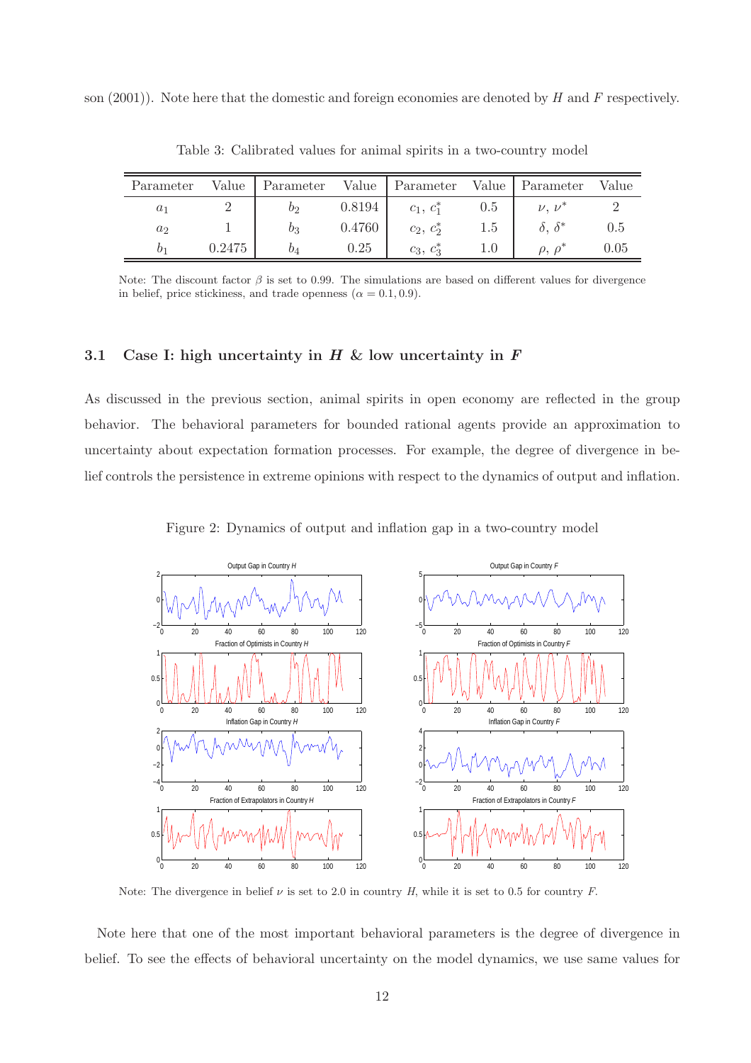son (2001)). Note here that the domestic and foreign economies are denoted by $H$ and $F$ respectively.

Table 3: Calibrated values for animal spirits in a two-country model

| Parameter | Value | Parameter | Value | Parameter | Value | Parameter | Value |
|---|---|---|---|---|---|---|---|
| $a_1$ | 2 | $b_2$ | 0.8194 | $c_1$, $c_1^*$ | 0.5 | $\nu$, $\nu^*$ | 2 |
| $a_2$ | 1 | $b_3$ | 0.4760 | $c_2$, $c_2^*$ | 1.5 | $\delta$, $\delta^*$ | 0.5 |
| $b_1$ | 0.2475 | $b_4$ | 0.25 | $c_3$, $c_3^*$ | 1.0 | $\rho$, $\rho^*$ | 0.05 |

Note: The discount factor $\beta$ is set to 0.99. The simulations are based on different values for divergence in belief, price stickiness, and trade openness ($\alpha = 0.1, 0.9$).

### 3.1 Case I: high uncertainty in *H* & low uncertainty in *F*

As discussed in the previous section, animal spirits in open economy are reflected in the group behavior. The behavioral parameters for bounded rational agents provide an approximation to uncertainty about expectation formation processes. For example, the degree of divergence in belief controls the persistence in extreme opinions with respect to the dynamics of output and inflation.

Figure 2: Dynamics of output and inflation gap in a two-country model

Note: The divergence in belief $\nu$ is set to 2.0 in country $H$, while it is set to 0.5 for country $F$.

Note here that one of the most important behavioral parameters is the degree of divergence in belief. To see the effects of behavioral uncertainty on the model dynamics, we use same values for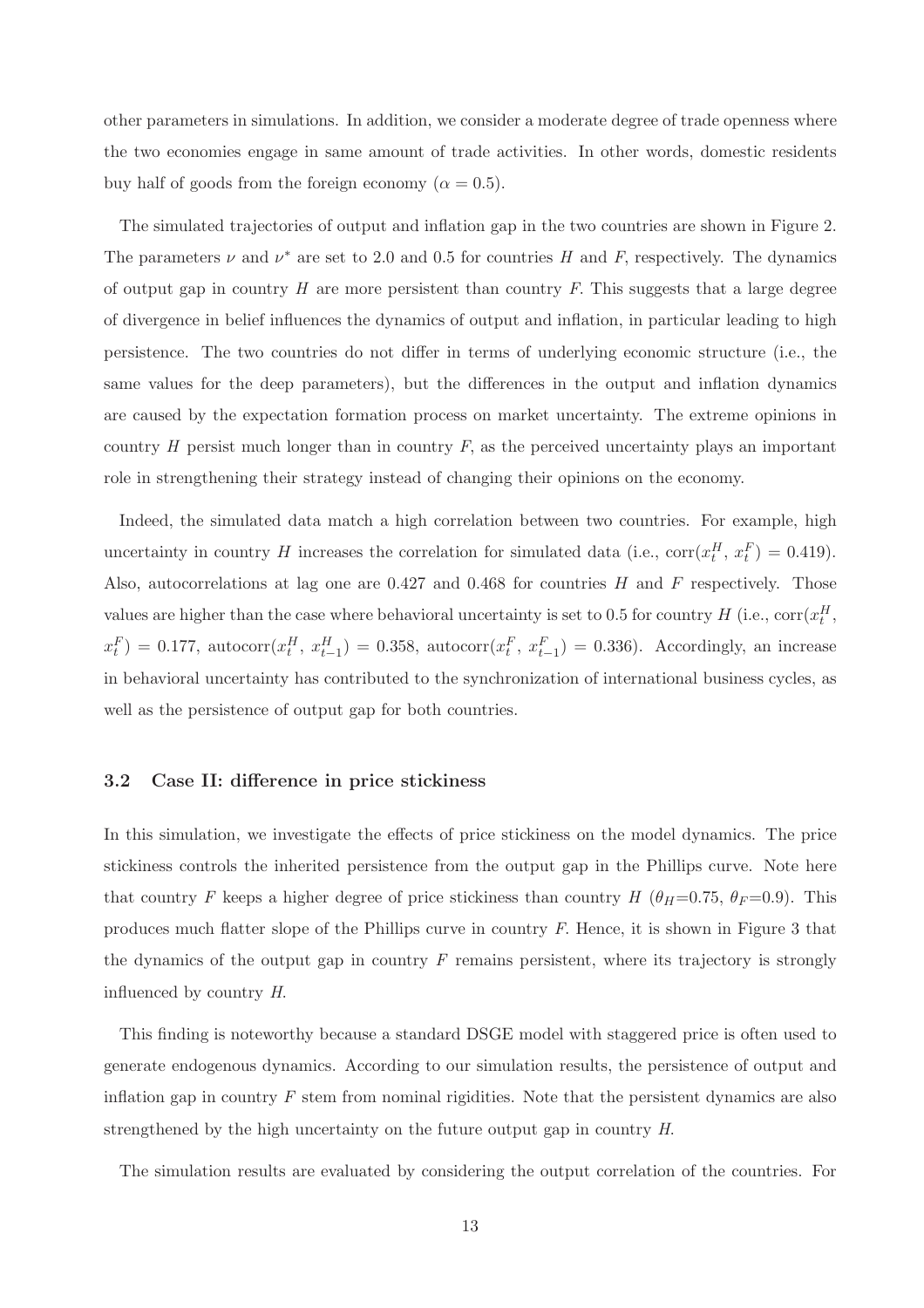other parameters in simulations. In addition, we consider a moderate degree of trade openness where the two economies engage in same amount of trade activities. In other words, domestic residents buy half of goods from the foreign economy ($\alpha = 0.5$).

The simulated trajectories of output and inflation gap in the two countries are shown in Figure 2. The parameters $\nu$ and $\nu^*$ are set to 2.0 and 0.5 for countries $H$ and $F$, respectively. The dynamics of output gap in country $H$ are more persistent than country $F$. This suggests that a large degree of divergence in belief influences the dynamics of output and inflation, in particular leading to high persistence. The two countries do not differ in terms of underlying economic structure (i.e., the same values for the deep parameters), but the differences in the output and inflation dynamics are caused by the expectation formation process on market uncertainty. The extreme opinions in country $H$ persist much longer than in country $F$, as the perceived uncertainty plays an important role in strengthening their strategy instead of changing their opinions on the economy.

Indeed, the simulated data match a high correlation between two countries. For example, high uncertainty in country $H$ increases the correlation for simulated data (i.e., $\text{corr}(x_t^H, x_t^F) = 0.419$). Also, autocorrelations at lag one are 0.427 and 0.468 for countries $H$ and $F$ respectively. Those values are higher than the case where behavioral uncertainty is set to 0.5 for country $H$ (i.e., $\text{corr}(x_t^H, x_t^F) = 0.177$, $\text{autocorr}(x_t^H, x_{t-1}^H) = 0.358$, $\text{autocorr}(x_t^F, x_{t-1}^F) = 0.336$). Accordingly, an increase in behavioral uncertainty has contributed to the synchronization of international business cycles, as well as the persistence of output gap for both countries.

### 3.2 Case II: difference in price stickiness

In this simulation, we investigate the effects of price stickiness on the model dynamics. The price stickiness controls the inherited persistence from the output gap in the Phillips curve. Note here that country $F$ keeps a higher degree of price stickiness than country $H$ ($\theta_H$=0.75, $\theta_F$=0.9). This produces much flatter slope of the Phillips curve in country $F$. Hence, it is shown in Figure 3 that the dynamics of the output gap in country $F$ remains persistent, where its trajectory is strongly influenced by country $H$.

This finding is noteworthy because a standard DSGE model with staggered price is often used to generate endogenous dynamics. According to our simulation results, the persistence of output and inflation gap in country $F$ stem from nominal rigidities. Note that the persistent dynamics are also strengthened by the high uncertainty on the future output gap in country $H$.

The simulation results are evaluated by considering the output correlation of the countries. For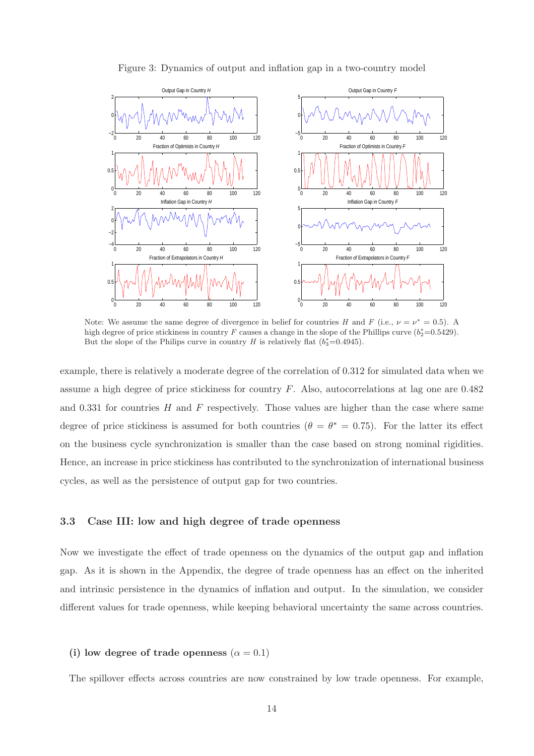Figure 3: Dynamics of output and inflation gap in a two-country model

Note: We assume the same degree of divergence in belief for countries $H$ and $F$ (i.e., $\nu = \nu^* = 0.5$). A high degree of price stickiness in country $F$ causes a change in the slope of the Phillips curve ($b_2^*$=0.5429). But the slope of the Philips curve in country $H$ is relatively flat ($b_3^*$=0.4945).

example, there is relatively a moderate degree of the correlation of 0.312 for simulated data when we assume a high degree of price stickiness for country $F$. Also, autocorrelations at lag one are 0.482 and 0.331 for countries $H$ and $F$ respectively. Those values are higher than the case where same degree of price stickiness is assumed for both countries ($\theta = \theta^* = 0.75$). For the latter its effect on the business cycle synchronization is smaller than the case based on strong nominal rigidities. Hence, an increase in price stickiness has contributed to the synchronization of international business cycles, as well as the persistence of output gap for two countries.

### 3.3 Case III: low and high degree of trade openness

Now we investigate the effect of trade openness on the dynamics of the output gap and inflation gap. As it is shown in the Appendix, the degree of trade openness has an effect on the inherited and intrinsic persistence in the dynamics of inflation and output. In the simulation, we consider different values for trade openness, while keeping behavioral uncertainty the same across countries.

**(i) low degree of trade openness** ($\alpha = 0.1$)

The spillover effects across countries are now constrained by low trade openness. For example,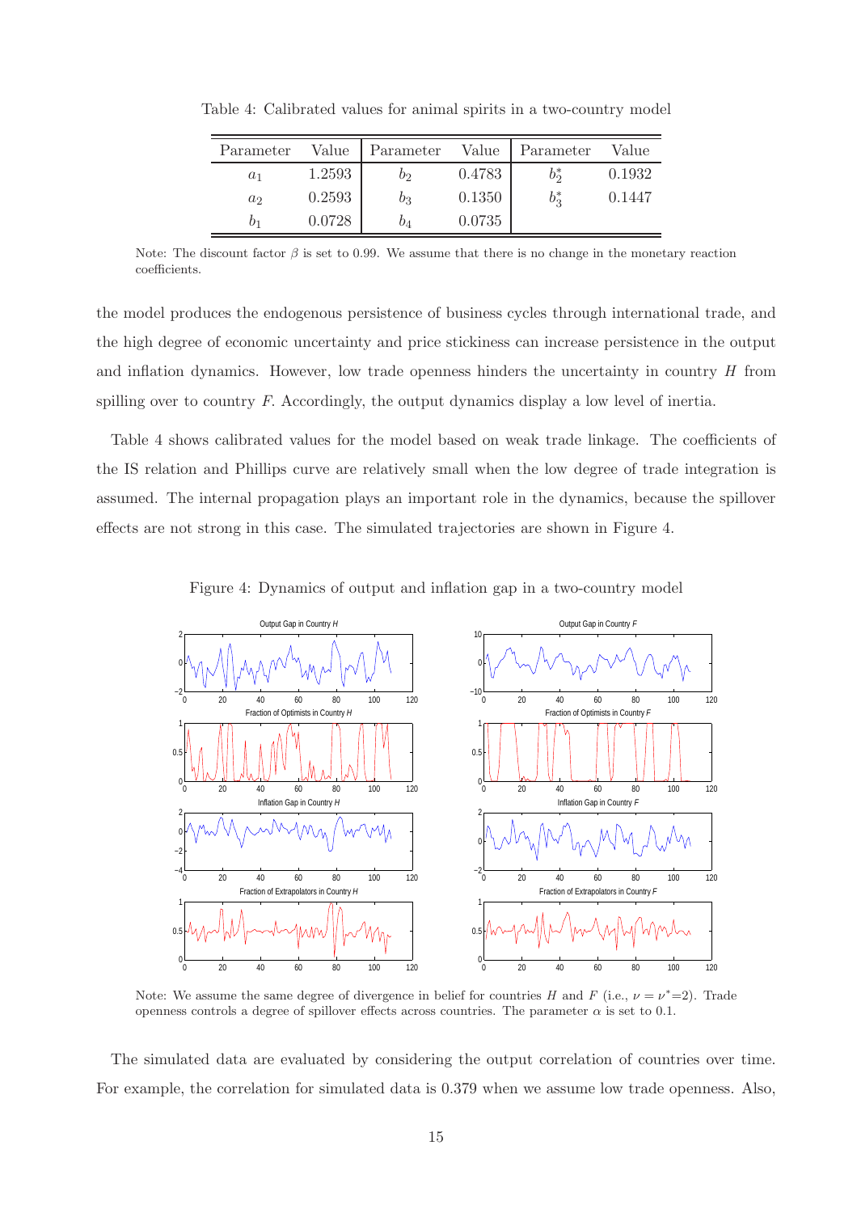Table 4: Calibrated values for animal spirits in a two-country model

| Parameter | Value | Parameter | Value | Parameter | Value |
|---|---|---|---|---|---|
| $a_1$ | 1.2593 | $b_2$ | 0.4783 | $b_2^*$ | 0.1932 |
| $a_2$ | 0.2593 | $b_3$ | 0.1350 | $b_3^*$ | 0.1447 |
| $b_1$ | 0.0728 | $b_4$ | 0.0735 | | |

Note: The discount factor $\beta$ is set to 0.99. We assume that there is no change in the monetary reaction coefficients.

the model produces the endogenous persistence of business cycles through international trade, and the high degree of economic uncertainty and price stickiness can increase persistence in the output and inflation dynamics. However, low trade openness hinders the uncertainty in country $H$ from spilling over to country $F$. Accordingly, the output dynamics display a low level of inertia.

Table 4 shows calibrated values for the model based on weak trade linkage. The coefficients of the IS relation and Phillips curve are relatively small when the low degree of trade integration is assumed. The internal propagation plays an important role in the dynamics, because the spillover effects are not strong in this case. The simulated trajectories are shown in Figure 4.

Figure 4: Dynamics of output and inflation gap in a two-country model

Note: We assume the same degree of divergence in belief for countries $H$ and $F$ (i.e., $\nu = \nu^*$=2). Trade openness controls a degree of spillover effects across countries. The parameter $\alpha$ is set to 0.1.

The simulated data are evaluated by considering the output correlation of countries over time. For example, the correlation for simulated data is 0.379 when we assume low trade openness. Also,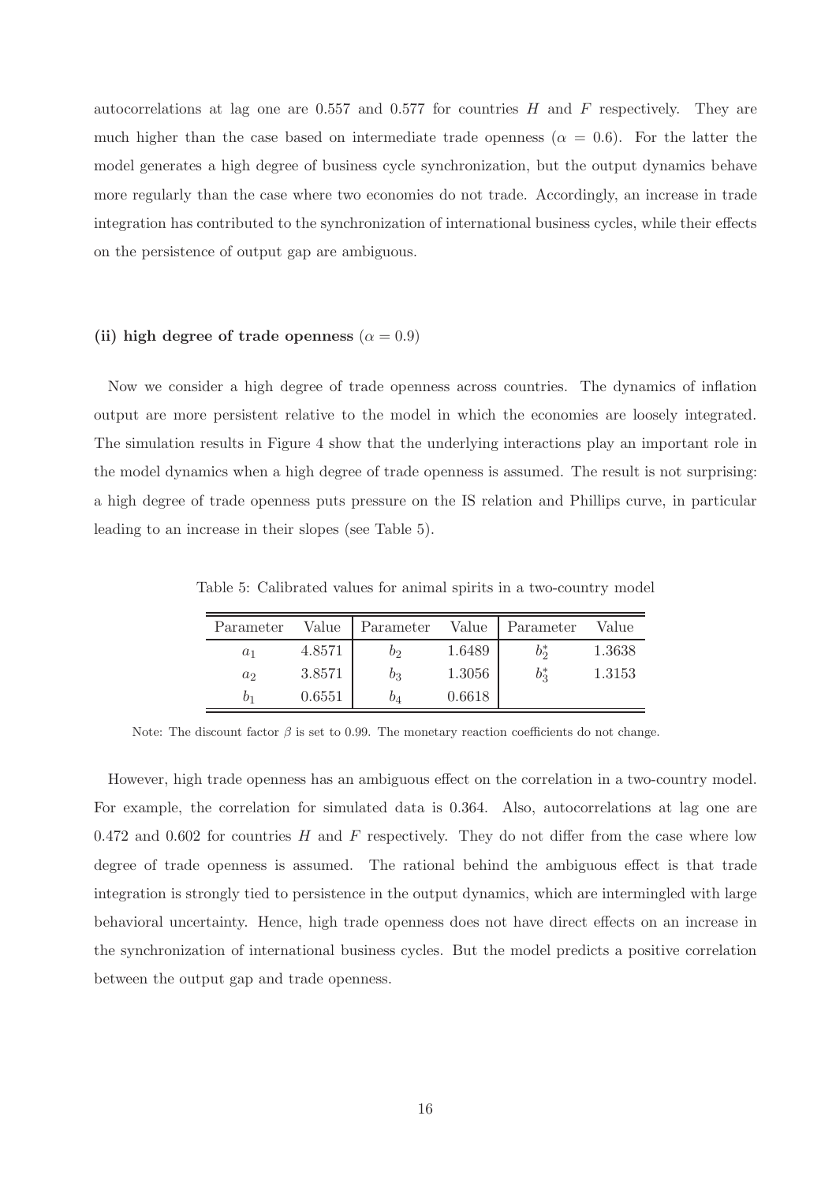autocorrelations at lag one are 0.557 and 0.577 for countries $H$ and $F$ respectively. They are much higher than the case based on intermediate trade openness ($\alpha = 0.6$). For the latter the model generates a high degree of business cycle synchronization, but the output dynamics behave more regularly than the case where two economies do not trade. Accordingly, an increase in trade integration has contributed to the synchronization of international business cycles, while their effects on the persistence of output gap are ambiguous.

**(ii) high degree of trade openness** ($\alpha = 0.9$)

Now we consider a high degree of trade openness across countries. The dynamics of inflation output are more persistent relative to the model in which the economies are loosely integrated. The simulation results in Figure 4 show that the underlying interactions play an important role in the model dynamics when a high degree of trade openness is assumed. The result is not surprising: a high degree of trade openness puts pressure on the IS relation and Phillips curve, in particular leading to an increase in their slopes (see Table 5).

Table 5: Calibrated values for animal spirits in a two-country model

| Parameter | Value | Parameter | Value | Parameter | Value |
|---|---|---|---|---|---|
| $a_1$ | 4.8571 | $b_2$ | 1.6489 | $b_2^*$ | 1.3638 |
| $a_2$ | 3.8571 | $b_3$ | 1.3056 | $b_3^*$ | 1.3153 |
| $b_1$ | 0.6551 | $b_4$ | 0.6618 | | |

Note: The discount factor $\beta$ is set to 0.99. The monetary reaction coefficients do not change.

However, high trade openness has an ambiguous effect on the correlation in a two-country model. For example, the correlation for simulated data is 0.364. Also, autocorrelations at lag one are 0.472 and 0.602 for countries $H$ and $F$ respectively. They do not differ from the case where low degree of trade openness is assumed. The rational behind the ambiguous effect is that trade integration is strongly tied to persistence in the output dynamics, which are intermingled with large behavioral uncertainty. Hence, high trade openness does not have direct effects on an increase in the synchronization of international business cycles. But the model predicts a positive correlation between the output gap and trade openness.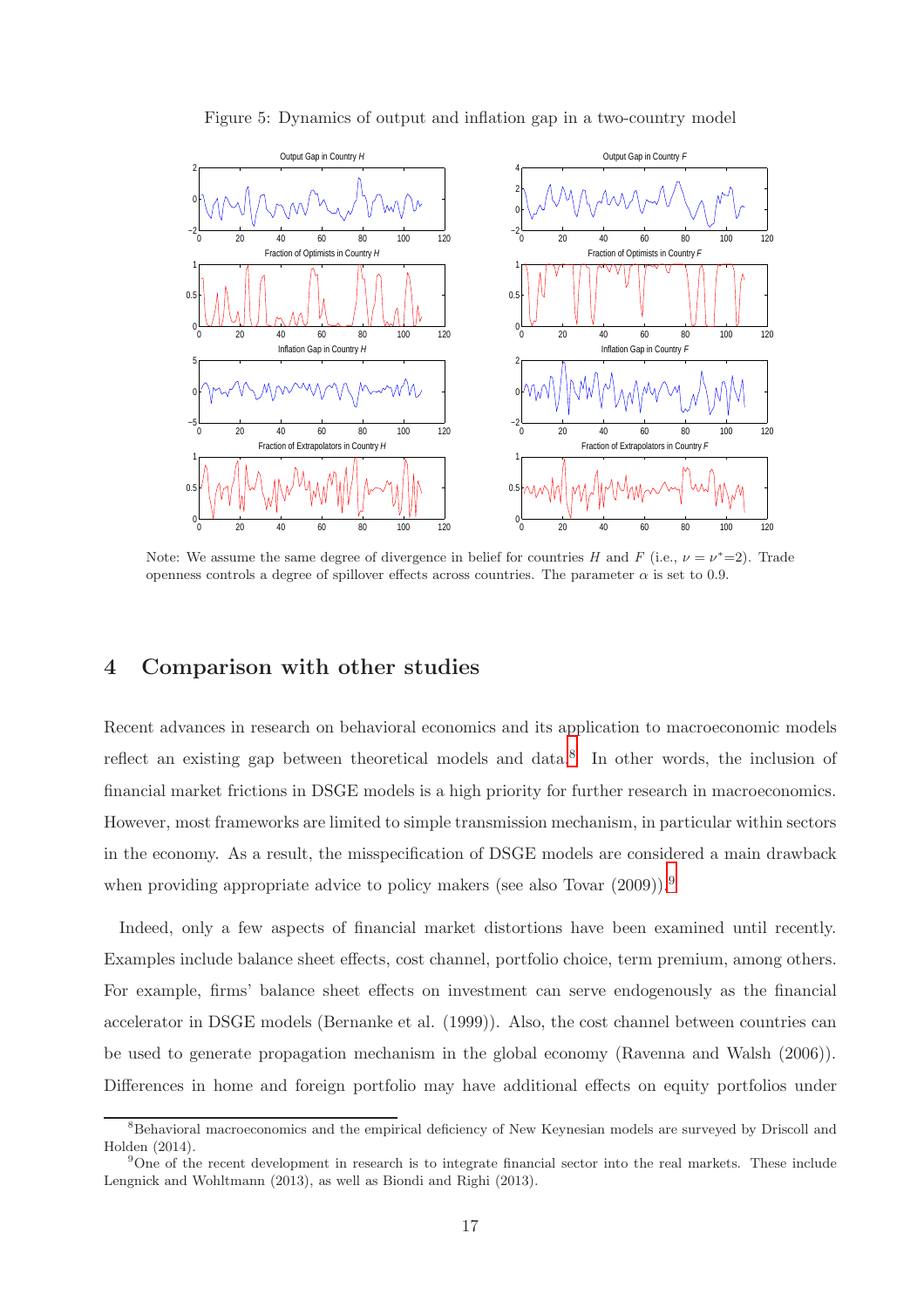Figure 5: Dynamics of output and inflation gap in a two-country model

Note: We assume the same degree of divergence in belief for countries $H$ and $F$ (i.e., $\nu = \nu^*=2$). Trade openness controls a degree of spillover effects across countries. The parameter $\alpha$ is set to 0.9.

## 4 Comparison with other studies

Recent advances in research on behavioral economics and its application to macroeconomic models reflect an existing gap between theoretical models and data.[8] In other words, the inclusion of financial market frictions in DSGE models is a high priority for further research in macroeconomics. However, most frameworks are limited to simple transmission mechanism, in particular within sectors in the economy. As a result, the misspecification of DSGE models are considered a main drawback when providing appropriate advice to policy makers (see also Tovar (2009)).[9]

Indeed, only a few aspects of financial market distortions have been examined until recently. Examples include balance sheet effects, cost channel, portfolio choice, term premium, among others. For example, firms' balance sheet effects on investment can serve endogenously as the financial accelerator in DSGE models (Bernanke et al. (1999)). Also, the cost channel between countries can be used to generate propagation mechanism in the global economy (Ravenna and Walsh (2006)). Differences in home and foreign portfolio may have additional effects on equity portfolios under

[8] Behavioral macroeconomics and the empirical deficiency of New Keynesian models are surveyed by Driscoll and Holden (2014).

[9] One of the recent development in research is to integrate financial sector into the real markets. These include Lengnick and Wohltmann (2013), as well as Biondi and Righi (2013).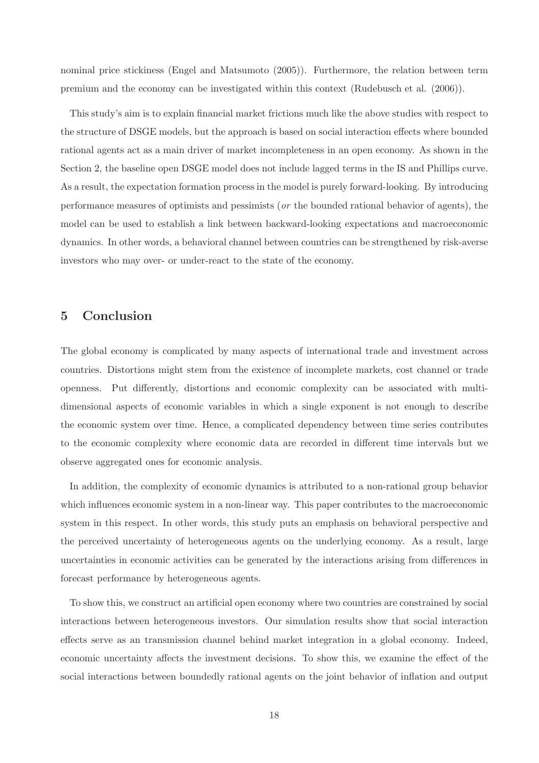nominal price stickiness (Engel and Matsumoto (2005)). Furthermore, the relation between term premium and the economy can be investigated within this context (Rudebusch et al. (2006)).

This study's aim is to explain financial market frictions much like the above studies with respect to the structure of DSGE models, but the approach is based on social interaction effects where bounded rational agents act as a main driver of market incompleteness in an open economy. As shown in the Section 2, the baseline open DSGE model does not include lagged terms in the IS and Phillips curve. As a result, the expectation formation process in the model is purely forward-looking. By introducing performance measures of optimists and pessimists (*or* the bounded rational behavior of agents), the model can be used to establish a link between backward-looking expectations and macroeconomic dynamics. In other words, a behavioral channel between countries can be strengthened by risk-averse investors who may over- or under-react to the state of the economy.

# 5 Conclusion

The global economy is complicated by many aspects of international trade and investment across countries. Distortions might stem from the existence of incomplete markets, cost channel or trade openness. Put differently, distortions and economic complexity can be associated with multi-dimensional aspects of economic variables in which a single exponent is not enough to describe the economic system over time. Hence, a complicated dependency between time series contributes to the economic complexity where economic data are recorded in different time intervals but we observe aggregated ones for economic analysis.

In addition, the complexity of economic dynamics is attributed to a non-rational group behavior which influences economic system in a non-linear way. This paper contributes to the macroeconomic system in this respect. In other words, this study puts an emphasis on behavioral perspective and the perceived uncertainty of heterogeneous agents on the underlying economy. As a result, large uncertainties in economic activities can be generated by the interactions arising from differences in forecast performance by heterogeneous agents.

To show this, we construct an artificial open economy where two countries are constrained by social interactions between heterogeneous investors. Our simulation results show that social interaction effects serve as an transmission channel behind market integration in a global economy. Indeed, economic uncertainty affects the investment decisions. To show this, we examine the effect of the social interactions between boundedly rational agents on the joint behavior of inflation and output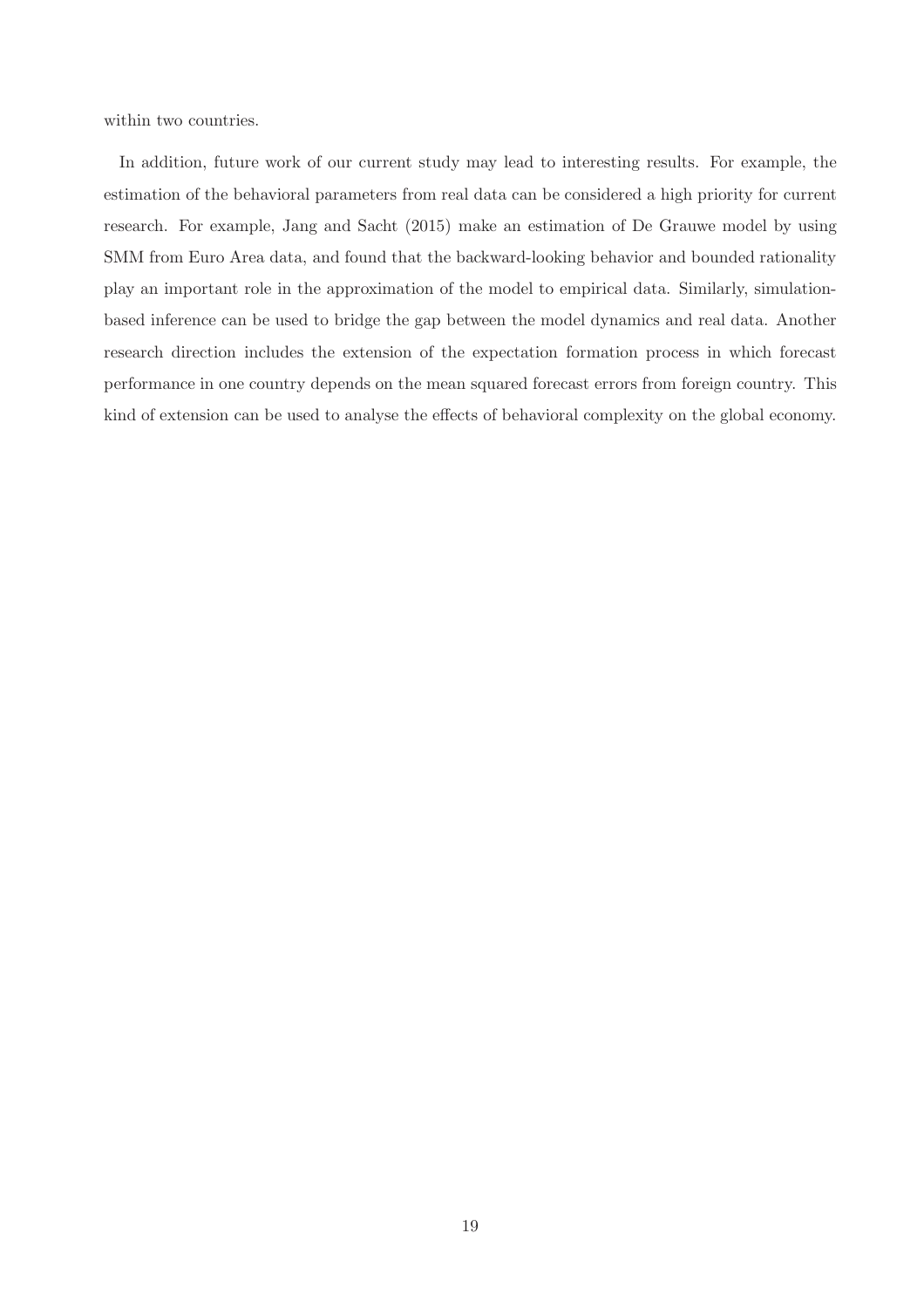within two countries.

In addition, future work of our current study may lead to interesting results. For example, the estimation of the behavioral parameters from real data can be considered a high priority for current research. For example, Jang and Sacht (2015) make an estimation of De Grauwe model by using SMM from Euro Area data, and found that the backward-looking behavior and bounded rationality play an important role in the approximation of the model to empirical data. Similarly, simulation-based inference can be used to bridge the gap between the model dynamics and real data. Another research direction includes the extension of the expectation formation process in which forecast performance in one country depends on the mean squared forecast errors from foreign country. This kind of extension can be used to analyse the effects of behavioral complexity on the global economy.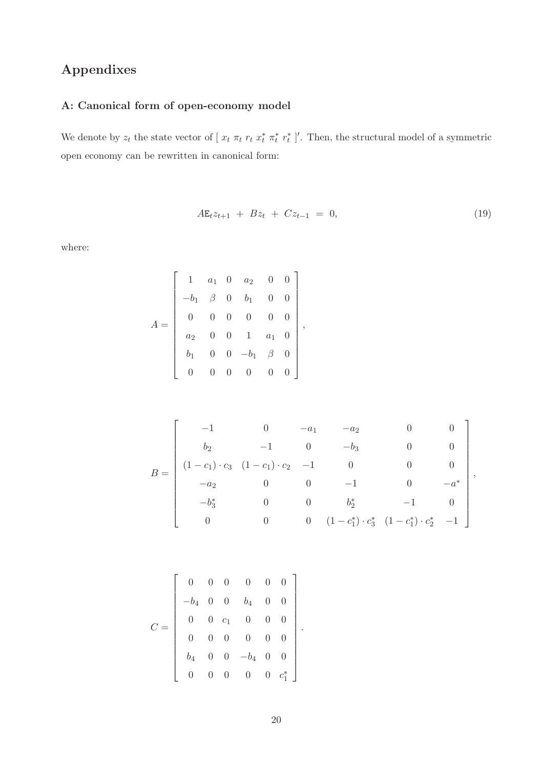# Appendixes

## A: Canonical form of open-economy model

We denote by $z_t$ the state vector of $[\ x_t\ \pi_t\ r_t\ x_t^*\ \pi_t^*\ r_t^*\ ]'$. Then, the structural model of a symmetric open economy can be rewritten in canonical form:

$$A\mathrm{E}_t z_{t+1} \ + \ Bz_t \ + \ Cz_{t-1} \ = \ 0, \tag{19}$$

where:

$$A = \begin{bmatrix} 1 & a_1 & 0 & a_2 & 0 & 0 \\ -b_1 & \beta & 0 & b_1 & 0 & 0 \\ 0 & 0 & 0 & 0 & 0 & 0 \\ a_2 & 0 & 0 & 1 & a_1 & 0 \\ b_1 & 0 & 0 & -b_1 & \beta & 0 \\ 0 & 0 & 0 & 0 & 0 & 0 \end{bmatrix},$$

$$B = \begin{bmatrix} -1 & 0 & -a_1 & -a_2 & 0 & 0 \\ b_2 & -1 & 0 & -b_3 & 0 & 0 \\ (1-c_1)\cdot c_3 & (1-c_1)\cdot c_2 & -1 & 0 & 0 & 0 \\ -a_2 & 0 & 0 & -1 & 0 & -a^* \\ -b_3^* & 0 & 0 & b_2^* & -1 & 0 \\ 0 & 0 & 0 & (1-c_1^*)\cdot c_3^* & (1-c_1^*)\cdot c_2^* & -1 \end{bmatrix},$$

$$C = \begin{bmatrix} 0 & 0 & 0 & 0 & 0 & 0 \\ -b_4 & 0 & 0 & b_4 & 0 & 0 \\ 0 & 0 & c_1 & 0 & 0 & 0 \\ 0 & 0 & 0 & 0 & 0 & 0 \\ b_4 & 0 & 0 & -b_4 & 0 & 0 \\ 0 & 0 & 0 & 0 & 0 & c_1^* \end{bmatrix}.$$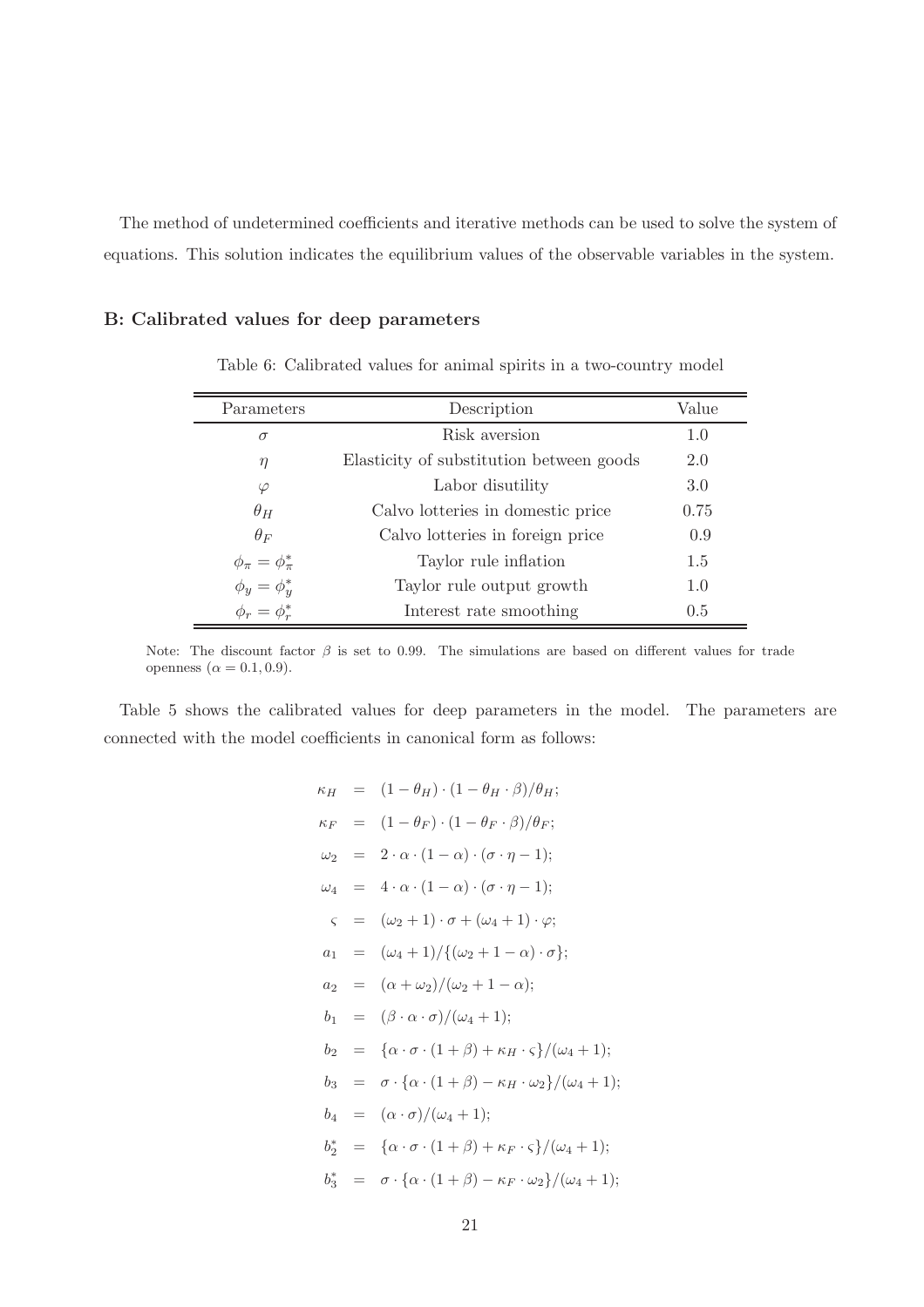The method of undetermined coefficients and iterative methods can be used to solve the system of equations. This solution indicates the equilibrium values of the observable variables in the system.

### B: Calibrated values for deep parameters

Table 6: Calibrated values for animal spirits in a two-country model

| Parameters | Description | Value |
|---|---|---|
| $\sigma$ | Risk aversion | 1.0 |
| $\eta$ | Elasticity of substitution between goods | 2.0 |
| $\varphi$ | Labor disutility | 3.0 |
| $\theta_H$ | Calvo lotteries in domestic price | 0.75 |
| $\theta_F$ | Calvo lotteries in foreign price | 0.9 |
| $\phi_\pi = \phi_\pi^*$ | Taylor rule inflation | 1.5 |
| $\phi_y = \phi_y^*$ | Taylor rule output growth | 1.0 |
| $\phi_r = \phi_r^*$ | Interest rate smoothing | 0.5 |

Note: The discount factor $\beta$ is set to 0.99. The simulations are based on different values for trade openness ($\alpha = 0.1, 0.9$).

Table 5 shows the calibrated values for deep parameters in the model. The parameters are connected with the model coefficients in canonical form as follows:

$$
\begin{aligned}
\kappa_H &= (1-\theta_H)\cdot(1-\theta_H\cdot\beta)/\theta_H; \\
\kappa_F &= (1-\theta_F)\cdot(1-\theta_F\cdot\beta)/\theta_F; \\
\omega_2 &= 2\cdot\alpha\cdot(1-\alpha)\cdot(\sigma\cdot\eta-1); \\
\omega_4 &= 4\cdot\alpha\cdot(1-\alpha)\cdot(\sigma\cdot\eta-1); \\
\varsigma &= (\omega_2+1)\cdot\sigma+(\omega_4+1)\cdot\varphi; \\
a_1 &= (\omega_4+1)/\{(\omega_2+1-\alpha)\cdot\sigma\}; \\
a_2 &= (\alpha+\omega_2)/(\omega_2+1-\alpha); \\
b_1 &= (\beta\cdot\alpha\cdot\sigma)/(\omega_4+1); \\
b_2 &= \{\alpha\cdot\sigma\cdot(1+\beta)+\kappa_H\cdot\varsigma\}/(\omega_4+1); \\
b_3 &= \sigma\cdot\{\alpha\cdot(1+\beta)-\kappa_H\cdot\omega_2\}/(\omega_4+1); \\
b_4 &= (\alpha\cdot\sigma)/(\omega_4+1); \\
b_2^* &= \{\alpha\cdot\sigma\cdot(1+\beta)+\kappa_F\cdot\varsigma\}/(\omega_4+1); \\
b_3^* &= \sigma\cdot\{\alpha\cdot(1+\beta)-\kappa_F\cdot\omega_2\}/(\omega_4+1);
\end{aligned}
$$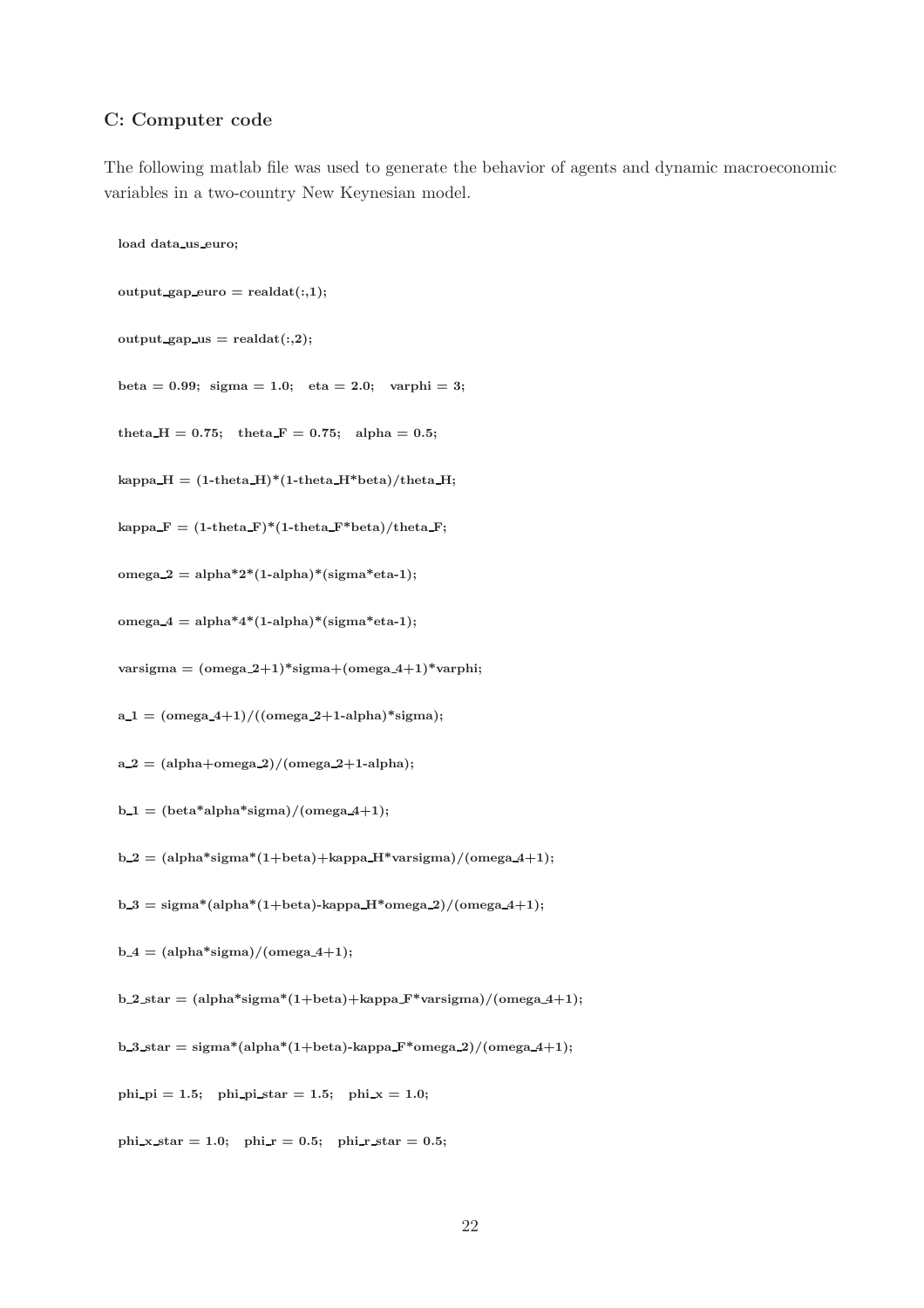### C: Computer code

The following matlab file was used to generate the behavior of agents and dynamic macroeconomic variables in a two-country New Keynesian model.

```
load data_us_euro;

output_gap_euro = realdat(:,1);

output_gap_us = realdat(:,2);

beta = 0.99;  sigma = 1.0;   eta = 2.0;   varphi = 3;

theta_H = 0.75;   theta_F = 0.75;   alpha = 0.5;

kappa_H = (1-theta_H)*(1-theta_H*beta)/theta_H;

kappa_F = (1-theta_F)*(1-theta_F*beta)/theta_F;

omega_2 = alpha*2*(1-alpha)*(sigma*eta-1);

omega_4 = alpha*4*(1-alpha)*(sigma*eta-1);

varsigma = (omega_2+1)*sigma+(omega_4+1)*varphi;

a_1 = (omega_4+1)/((omega_2+1-alpha)*sigma);

a_2 = (alpha+omega_2)/(omega_2+1-alpha);

b_1 = (beta*alpha*sigma)/(omega_4+1);

b_2 = (alpha*sigma*(1+beta)+kappa_H*varsigma)/(omega_4+1);

b_3 = sigma*(alpha*(1+beta)-kappa_H*omega_2)/(omega_4+1);

b_4 = (alpha*sigma)/(omega_4+1);

b_2_star = (alpha*sigma*(1+beta)+kappa_F*varsigma)/(omega_4+1);

b_3_star = sigma*(alpha*(1+beta)-kappa_F*omega_2)/(omega_4+1);

phi_pi = 1.5;   phi_pi_star = 1.5;   phi_x = 1.0;

phi_x_star = 1.0;   phi_r = 0.5;   phi_r_star = 0.5;
```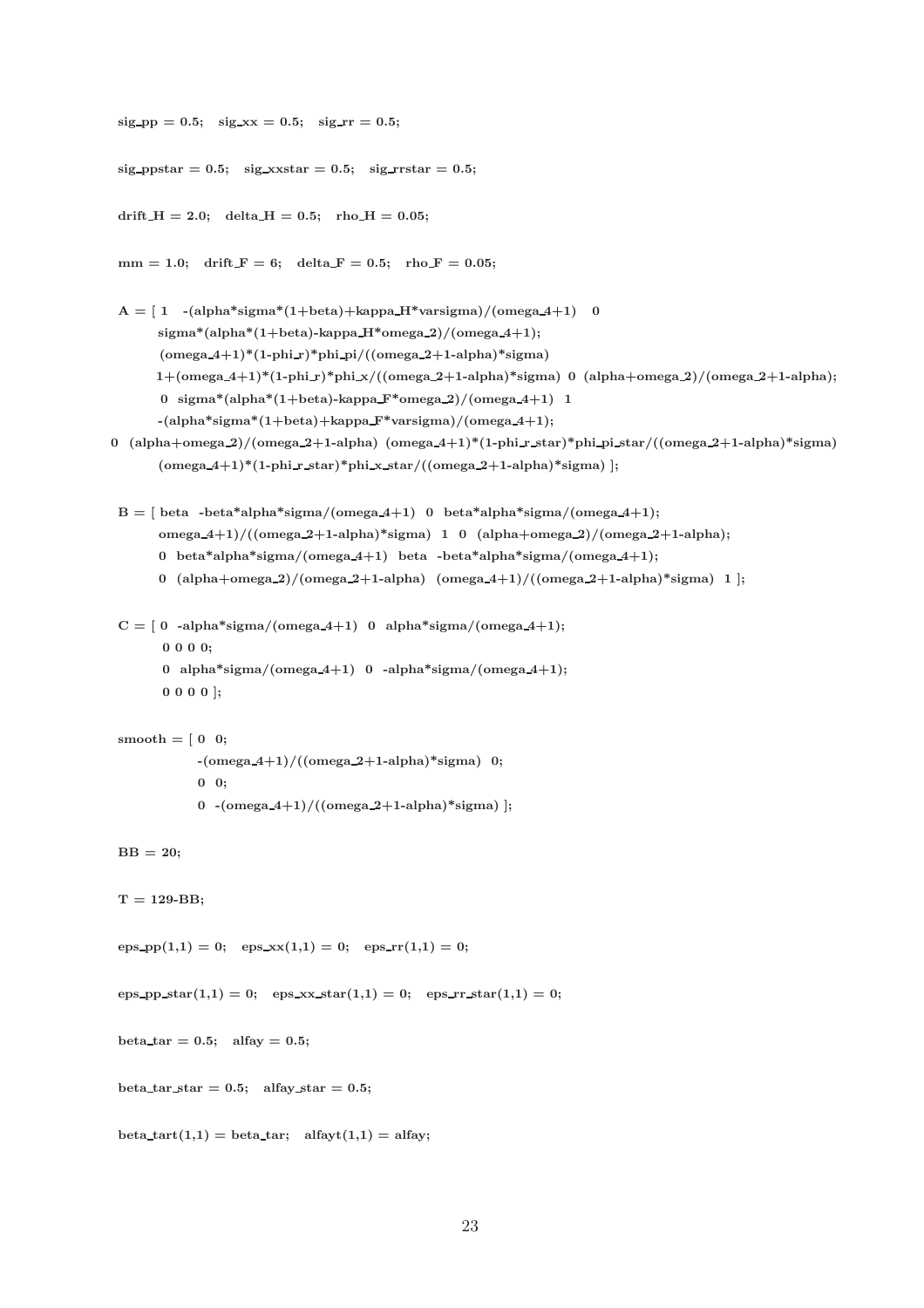```
sig_pp = 0.5;   sig_xx = 0.5;   sig_rr = 0.5;

sig_ppstar = 0.5;   sig_xxstar = 0.5;   sig_rrstar = 0.5;

drift_H = 2.0;   delta_H = 0.5;   rho_H = 0.05;

mm = 1.0;   drift_F = 6;   delta_F = 0.5;   rho_F = 0.05;

A = [ 1   -(alpha*sigma*(1+beta)+kappa_H*varsigma)/(omega_4+1)   0
      sigma*(alpha*(1+beta)-kappa_H*omega_2)/(omega_4+1);
      (omega_4+1)*(1-phi_r)*phi_pi/((omega_2+1-alpha)*sigma)
      1+(omega_4+1)*(1-phi_r)*phi_x/((omega_2+1-alpha)*sigma)  0  (alpha+omega_2)/(omega_2+1-alpha);
      0  sigma*(alpha*(1+beta)-kappa_F*omega_2)/(omega_4+1)  1
      -(alpha*sigma*(1+beta)+kappa_F*varsigma)/(omega_4+1);
0  (alpha+omega_2)/(omega_2+1-alpha)  (omega_4+1)*(1-phi_r_star)*phi_pi_star/((omega_2+1-alpha)*sigma)
      (omega_4+1)*(1-phi_r_star)*phi_x_star/((omega_2+1-alpha)*sigma) ];

B = [ beta  -beta*alpha*sigma/(omega_4+1)  0  beta*alpha*sigma/(omega_4+1);
      omega_4+1)/((omega_2+1-alpha)*sigma)  1  0  (alpha+omega_2)/(omega_2+1-alpha);
      0  beta*alpha*sigma/(omega_4+1)  beta  -beta*alpha*sigma/(omega_4+1);
      0  (alpha+omega_2)/(omega_2+1-alpha)  (omega_4+1)/((omega_2+1-alpha)*sigma)  1 ];

C = [ 0  -alpha*sigma/(omega_4+1)  0  alpha*sigma/(omega_4+1);
      0 0 0 0;
      0  alpha*sigma/(omega_4+1)  0  -alpha*sigma/(omega_4+1);
      0 0 0 0 ];

smooth = [ 0  0;
           -(omega_4+1)/((omega_2+1-alpha)*sigma)  0;
           0  0;
           0  -(omega_4+1)/((omega_2+1-alpha)*sigma) ];

BB = 20;

T = 129-BB;

eps_pp(1,1) = 0;   eps_xx(1,1) = 0;   eps_rr(1,1) = 0;

eps_pp_star(1,1) = 0;   eps_xx_star(1,1) = 0;   eps_rr_star(1,1) = 0;

beta_tar = 0.5;   alfay = 0.5;

beta_tar_star = 0.5;   alfay_star = 0.5;

beta_tart(1,1) = beta_tar;   alfayt(1,1) = alfay;
```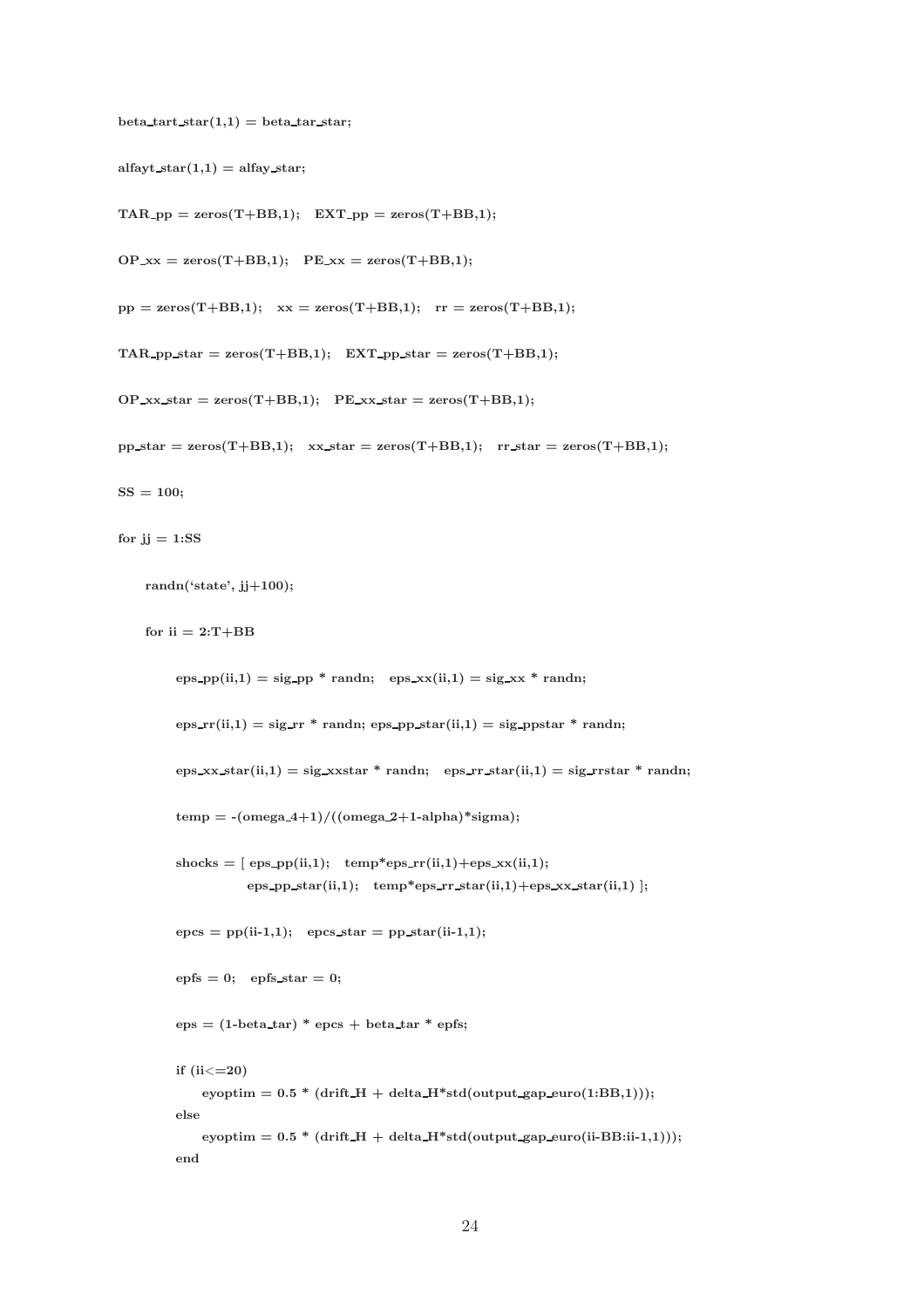```
beta_tart_star(1,1) = beta_tar_star;

alfayt_star(1,1) = alfay_star;

TAR_pp = zeros(T+BB,1);   EXT_pp = zeros(T+BB,1);

OP_xx = zeros(T+BB,1);   PE_xx = zeros(T+BB,1);

pp = zeros(T+BB,1);   xx = zeros(T+BB,1);   rr = zeros(T+BB,1);

TAR_pp_star = zeros(T+BB,1);   EXT_pp_star = zeros(T+BB,1);

OP_xx_star = zeros(T+BB,1);   PE_xx_star = zeros(T+BB,1);

pp_star = zeros(T+BB,1);   xx_star = zeros(T+BB,1);   rr_star = zeros(T+BB,1);

SS = 100;

for jj = 1:SS

    randn('state', jj+100);

    for ii = 2:T+BB

        eps_pp(ii,1) = sig_pp * randn;   eps_xx(ii,1) = sig_xx * randn;

        eps_rr(ii,1) = sig_rr * randn; eps_pp_star(ii,1) = sig_ppstar * randn;

        eps_xx_star(ii,1) = sig_xxstar * randn;   eps_rr_star(ii,1) = sig_rrstar * randn;

        temp = -(omega_4+1)/((omega_2+1-alpha)*sigma);

        shocks = [ eps_pp(ii,1);   temp*eps_rr(ii,1)+eps_xx(ii,1);
                   eps_pp_star(ii,1);   temp*eps_rr_star(ii,1)+eps_xx_star(ii,1) ];

        epcs = pp(ii-1,1);   epcs_star = pp_star(ii-1,1);

        epfs = 0;   epfs_star = 0;

        eps = (1-beta_tar) * epcs + beta_tar * epfs;

        if (ii<=20)
            eyoptim = 0.5 * (drift_H + delta_H*std(output_gap_euro(1:BB,1)));
        else
            eyoptim = 0.5 * (drift_H + delta_H*std(output_gap_euro(ii-BB:ii-1,1)));
        end
```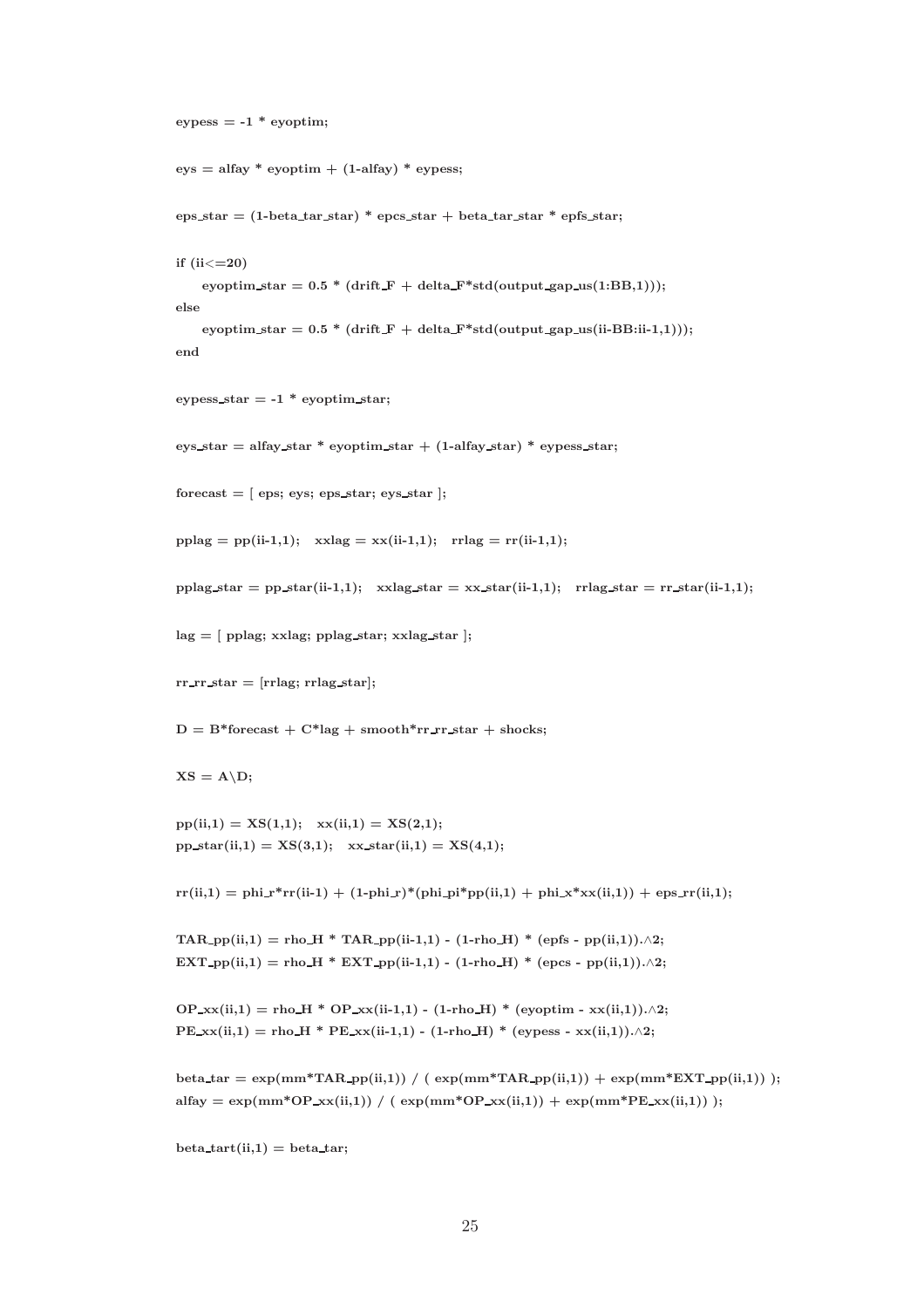```
eypess = -1 * eyoptim;

eys = alfay * eyoptim + (1-alfay) * eypess;

eps_star = (1-beta_tar_star) * epcs_star + beta_tar_star * epfs_star;

if (ii<=20)
     eyoptim_star = 0.5 * (drift_F + delta_F*std(output_gap_us(1:BB,1)));
else
     eyoptim_star = 0.5 * (drift_F + delta_F*std(output_gap_us(ii-BB:ii-1,1)));
end

eypess_star = -1 * eyoptim_star;

eys_star = alfay_star * eyoptim_star + (1-alfay_star) * eypess_star;

forecast = [ eps; eys; eps_star; eys_star ];

pplag = pp(ii-1,1);   xxlag = xx(ii-1,1);   rrlag = rr(ii-1,1);

pplag_star = pp_star(ii-1,1);   xxlag_star = xx_star(ii-1,1);   rrlag_star = rr_star(ii-1,1);

lag = [ pplag; xxlag; pplag_star; xxlag_star ];

rr_rr_star = [rrlag; rrlag_star];

D = B*forecast + C*lag + smooth*rr_rr_star + shocks;

XS = A\D;

pp(ii,1) = XS(1,1);   xx(ii,1) = XS(2,1);
pp_star(ii,1) = XS(3,1);   xx_star(ii,1) = XS(4,1);

rr(ii,1) = phi_r*rr(ii-1) + (1-phi_r)*(phi_pi*pp(ii,1) + phi_x*xx(ii,1)) + eps_rr(ii,1);

TAR_pp(ii,1) = rho_H * TAR_pp(ii-1,1) - (1-rho_H) * (epfs - pp(ii,1)).^2;
EXT_pp(ii,1) = rho_H * EXT_pp(ii-1,1) - (1-rho_H) * (epcs - pp(ii,1)).^2;

OP_xx(ii,1) = rho_H * OP_xx(ii-1,1) - (1-rho_H) * (eyoptim - xx(ii,1)).^2;
PE_xx(ii,1) = rho_H * PE_xx(ii-1,1) - (1-rho_H) * (eypess - xx(ii,1)).^2;

beta_tar = exp(mm*TAR_pp(ii,1)) / ( exp(mm*TAR_pp(ii,1)) + exp(mm*EXT_pp(ii,1)) );
alfay = exp(mm*OP_xx(ii,1)) / ( exp(mm*OP_xx(ii,1)) + exp(mm*PE_xx(ii,1)) );

beta_tart(ii,1) = beta_tar;
```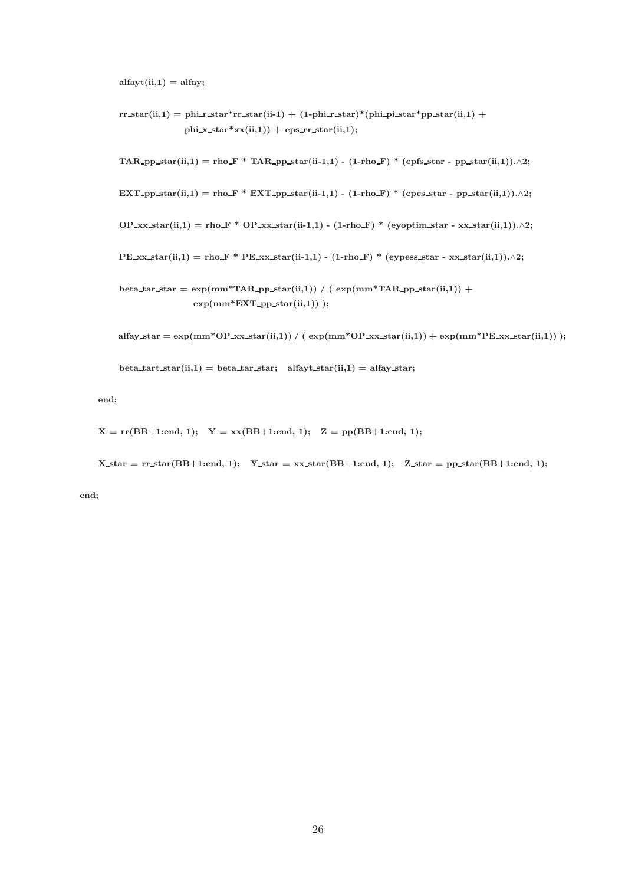```
        alfayt(ii,1) = alfay;

        rr_star(ii,1) = phi_r_star*rr_star(ii-1) + (1-phi_r_star)*(phi_pi_star*pp_star(ii,1) +
                    phi_x_star*xx(ii,1)) + eps_rr_star(ii,1);

        TAR_pp_star(ii,1) = rho_F * TAR_pp_star(ii-1,1) - (1-rho_F) * (epfs_star - pp_star(ii,1)).^2;

        EXT_pp_star(ii,1) = rho_F * EXT_pp_star(ii-1,1) - (1-rho_F) * (epcs_star - pp_star(ii,1)).^2;

        OP_xx_star(ii,1) = rho_F * OP_xx_star(ii-1,1) - (1-rho_F) * (eyoptim_star - xx_star(ii,1)).^2;

        PE_xx_star(ii,1) = rho_F * PE_xx_star(ii-1,1) - (1-rho_F) * (eypess_star - xx_star(ii,1)).^2;

        beta_tar_star = exp(mm*TAR_pp_star(ii,1)) / ( exp(mm*TAR_pp_star(ii,1)) +
                    exp(mm*EXT_pp_star(ii,1)) );

        alfay_star = exp(mm*OP_xx_star(ii,1)) / ( exp(mm*OP_xx_star(ii,1)) + exp(mm*PE_xx_star(ii,1)) );

        beta_tart_star(ii,1) = beta_tar_star;   alfayt_star(ii,1) = alfay_star;

    end;

    X = rr(BB+1:end, 1);   Y = xx(BB+1:end, 1);   Z = pp(BB+1:end, 1);

    X_star = rr_star(BB+1:end, 1);   Y_star = xx_star(BB+1:end, 1);   Z_star = pp_star(BB+1:end, 1);

end;
```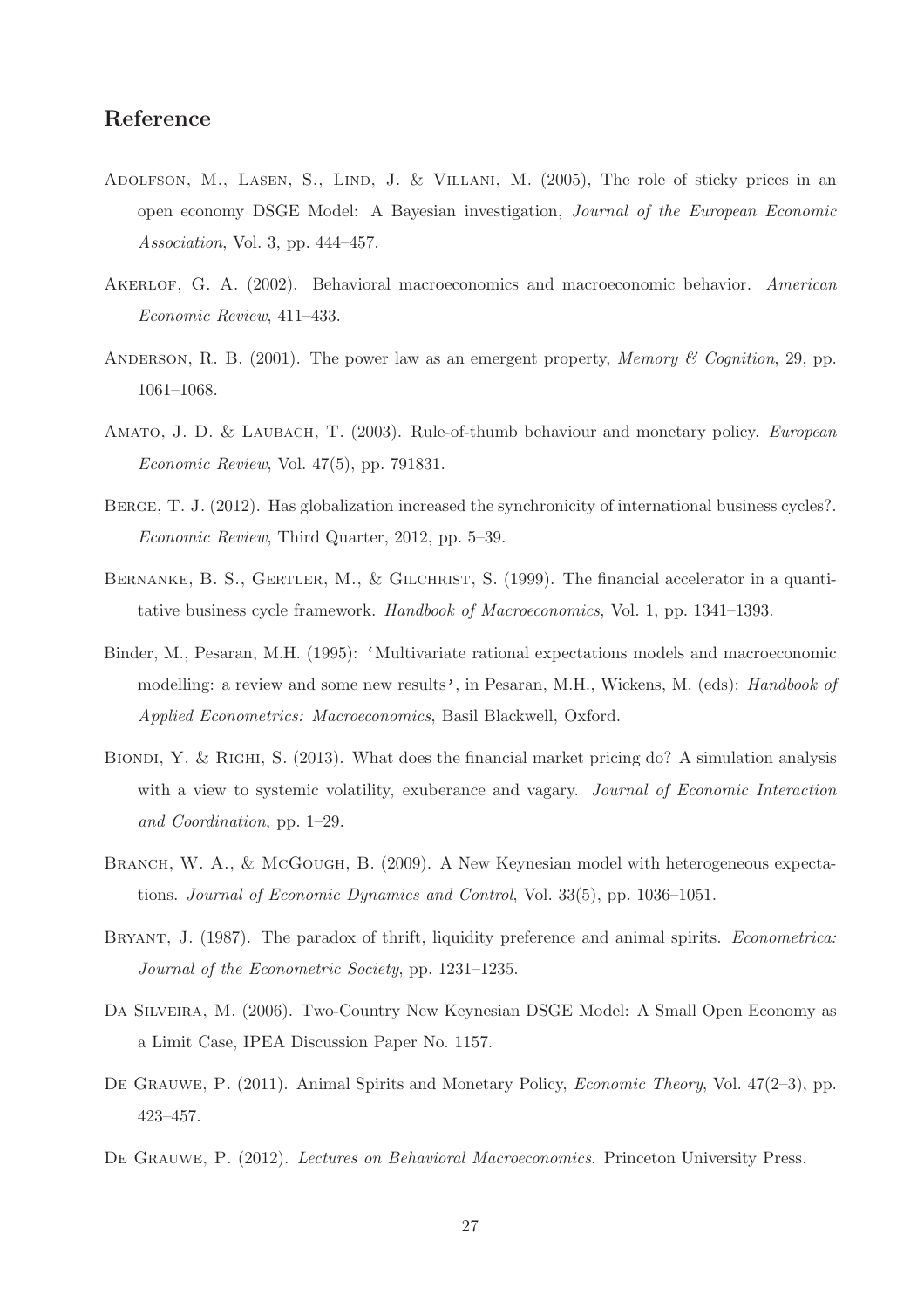## Reference

Adolfson, M., Lasen, S., Lind, J. & Villani, M. (2005), The role of sticky prices in an open economy DSGE Model: A Bayesian investigation, *Journal of the European Economic Association*, Vol. 3, pp. 444–457.

Akerlof, G. A. (2002). Behavioral macroeconomics and macroeconomic behavior. *American Economic Review*, 411–433.

Anderson, R. B. (2001). The power law as an emergent property, *Memory & Cognition*, 29, pp. 1061–1068.

Amato, J. D. & Laubach, T. (2003). Rule-of-thumb behaviour and monetary policy. *European Economic Review*, Vol. 47(5), pp. 791831.

Berge, T. J. (2012). Has globalization increased the synchronicity of international business cycles?. *Economic Review*, Third Quarter, 2012, pp. 5–39.

Bernanke, B. S., Gertler, M., & Gilchrist, S. (1999). The financial accelerator in a quantitative business cycle framework. *Handbook of Macroeconomics*, Vol. 1, pp. 1341–1393.

Binder, M., Pesaran, M.H. (1995): 'Multivariate rational expectations models and macroeconomic modelling: a review and some new results', in Pesaran, M.H., Wickens, M. (eds): *Handbook of Applied Econometrics: Macroeconomics*, Basil Blackwell, Oxford.

Biondi, Y. & Righi, S. (2013). What does the financial market pricing do? A simulation analysis with a view to systemic volatility, exuberance and vagary. *Journal of Economic Interaction and Coordination*, pp. 1–29.

Branch, W. A., & McGough, B. (2009). A New Keynesian model with heterogeneous expectations. *Journal of Economic Dynamics and Control*, Vol. 33(5), pp. 1036–1051.

Bryant, J. (1987). The paradox of thrift, liquidity preference and animal spirits. *Econometrica: Journal of the Econometric Society*, pp. 1231–1235.

Da Silveira, M. (2006). Two-Country New Keynesian DSGE Model: A Small Open Economy as a Limit Case, IPEA Discussion Paper No. 1157.

De Grauwe, P. (2011). Animal Spirits and Monetary Policy, *Economic Theory*, Vol. 47(2–3), pp. 423–457.

De Grauwe, P. (2012). *Lectures on Behavioral Macroeconomics*. Princeton University Press.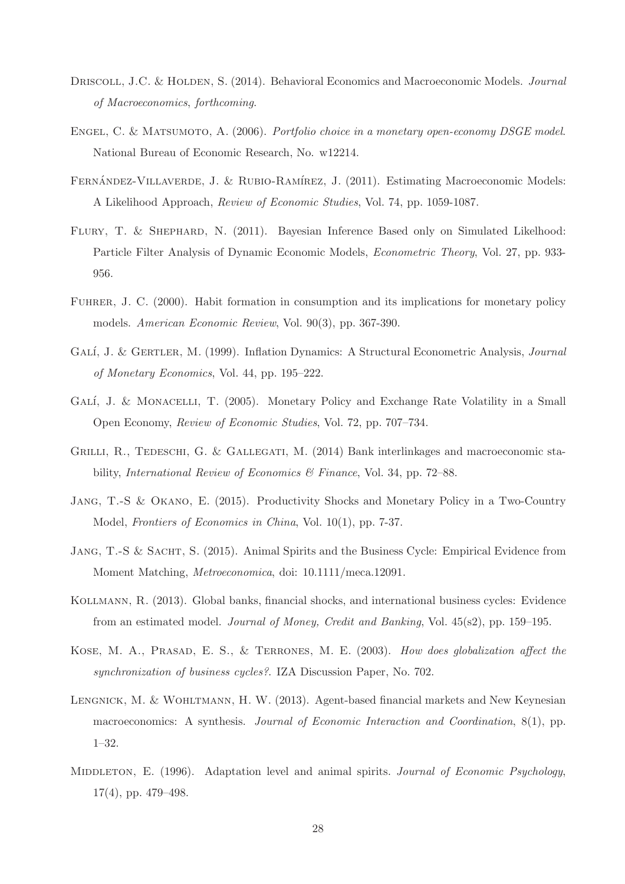Driscoll, J.C. & Holden, S. (2014). Behavioral Economics and Macroeconomic Models. *Journal of Macroeconomics, forthcoming*.

Engel, C. & Matsumoto, A. (2006). *Portfolio choice in a monetary open-economy DSGE model*. National Bureau of Economic Research, No. w12214.

Fernández-Villaverde, J. & Rubio-Ramírez, J. (2011). Estimating Macroeconomic Models: A Likelihood Approach, *Review of Economic Studies*, Vol. 74, pp. 1059-1087.

Flury, T. & Shephard, N. (2011). Bayesian Inference Based only on Simulated Likelhood: Particle Filter Analysis of Dynamic Economic Models, *Econometric Theory*, Vol. 27, pp. 933-956.

Fuhrer, J. C. (2000). Habit formation in consumption and its implications for monetary policy models. *American Economic Review*, Vol. 90(3), pp. 367-390.

Galí, J. & Gertler, M. (1999). Inflation Dynamics: A Structural Econometric Analysis, *Journal of Monetary Economics*, Vol. 44, pp. 195–222.

Galí, J. & Monacelli, T. (2005). Monetary Policy and Exchange Rate Volatility in a Small Open Economy, *Review of Economic Studies*, Vol. 72, pp. 707–734.

Grilli, R., Tedeschi, G. & Gallegati, M. (2014) Bank interlinkages and macroeconomic stability, *International Review of Economics & Finance*, Vol. 34, pp. 72–88.

Jang, T.-S & Okano, E. (2015). Productivity Shocks and Monetary Policy in a Two-Country Model, *Frontiers of Economics in China*, Vol. 10(1), pp. 7-37.

Jang, T.-S & Sacht, S. (2015). Animal Spirits and the Business Cycle: Empirical Evidence from Moment Matching, *Metroeconomica*, doi: 10.1111/meca.12091.

Kollmann, R. (2013). Global banks, financial shocks, and international business cycles: Evidence from an estimated model. *Journal of Money, Credit and Banking*, Vol. 45(s2), pp. 159–195.

Kose, M. A., Prasad, E. S., & Terrones, M. E. (2003). *How does globalization affect the synchronization of business cycles?*. IZA Discussion Paper, No. 702.

Lengnick, M. & Wohltmann, H. W. (2013). Agent-based financial markets and New Keynesian macroeconomics: A synthesis. *Journal of Economic Interaction and Coordination*, 8(1), pp. 1–32.

Middleton, E. (1996). Adaptation level and animal spirits. *Journal of Economic Psychology*, 17(4), pp. 479–498.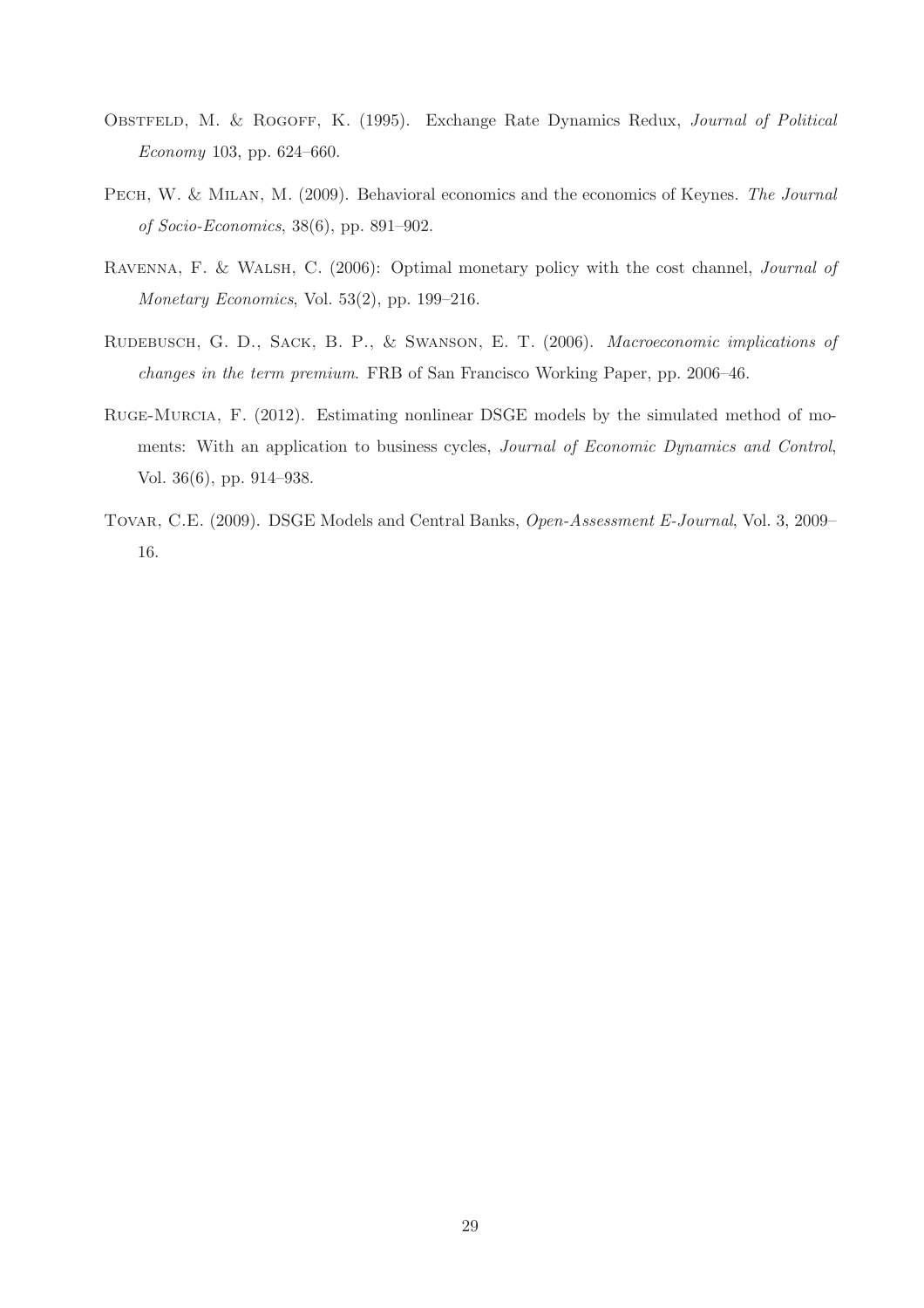Obstfeld, M. & Rogoff, K. (1995). Exchange Rate Dynamics Redux, *Journal of Political Economy* 103, pp. 624–660.

Pech, W. & Milan, M. (2009). Behavioral economics and the economics of Keynes. *The Journal of Socio-Economics*, 38(6), pp. 891–902.

Ravenna, F. & Walsh, C. (2006): Optimal monetary policy with the cost channel, *Journal of Monetary Economics*, Vol. 53(2), pp. 199–216.

Rudebusch, G. D., Sack, B. P., & Swanson, E. T. (2006). *Macroeconomic implications of changes in the term premium*. FRB of San Francisco Working Paper, pp. 2006–46.

Ruge-Murcia, F. (2012). Estimating nonlinear DSGE models by the simulated method of moments: With an application to business cycles, *Journal of Economic Dynamics and Control*, Vol. 36(6), pp. 914–938.

Tovar, C.E. (2009). DSGE Models and Central Banks, *Open-Assessment E-Journal*, Vol. 3, 2009–16.